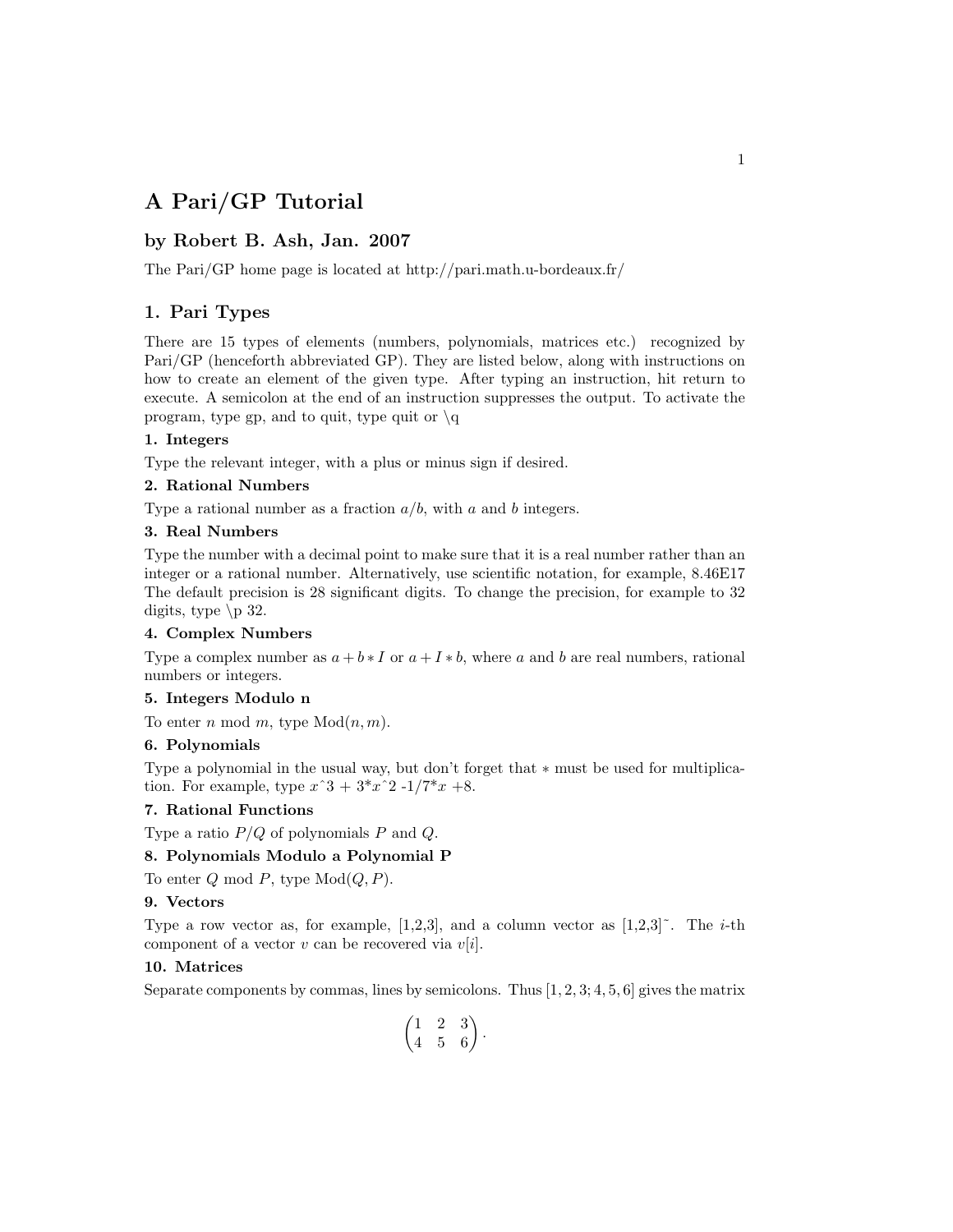# A Pari/GP Tutorial

## by Robert B. Ash, Jan. 2007

The Pari/GP home page is located at http://pari.math.u-bordeaux.fr/

## 1. Pari Types

There are 15 types of elements (numbers, polynomials, matrices etc.) recognized by Pari/GP (henceforth abbreviated GP). They are listed below, along with instructions on how to create an element of the given type. After typing an instruction, hit return to execute. A semicolon at the end of an instruction suppresses the output. To activate the program, type gp, and to quit, type quit or \q

**1. Integers**

Type the relevant integer, with a plus or minus sign if desired.

**2. Rational Numbers**

Type a rational number as a fraction $a/b$, with $a$ and $b$ integers.

**3. Real Numbers**

Type the number with a decimal point to make sure that it is a real number rather than an integer or a rational number. Alternatively, use scientific notation, for example, 8.46E17 The default precision is 28 significant digits. To change the precision, for example to 32 digits, type \p 32.

**4. Complex Numbers**

Type a complex number as $a + b * I$ or $a + I * b$, where $a$ and $b$ are real numbers, rational numbers or integers.

**5. Integers Modulo n**

To enter $n$ mod $m$, type Mod$(n, m)$.

**6. Polynomials**

Type a polynomial in the usual way, but don't forget that $*$ must be used for multiplication. For example, type $x$ˆ3 + 3\*$x$ˆ2 -1/7\*$x$ +8.

**7. Rational Functions**

Type a ratio $P/Q$ of polynomials $P$ and $Q$.

**8. Polynomials Modulo a Polynomial P**

To enter $Q$ mod $P$, type Mod$(Q, P)$.

**9. Vectors**

Type a row vector as, for example, [1,2,3], and a column vector as [1,2,3]˜. The $i$-th component of a vector $v$ can be recovered via $v[i]$.

**10. Matrices**

Separate components by commas, lines by semicolons. Thus $[1, 2, 3; 4, 5, 6]$ gives the matrix

$$\begin{pmatrix} 1 & 2 & 3 \\ 4 & 5 & 6 \end{pmatrix}.$$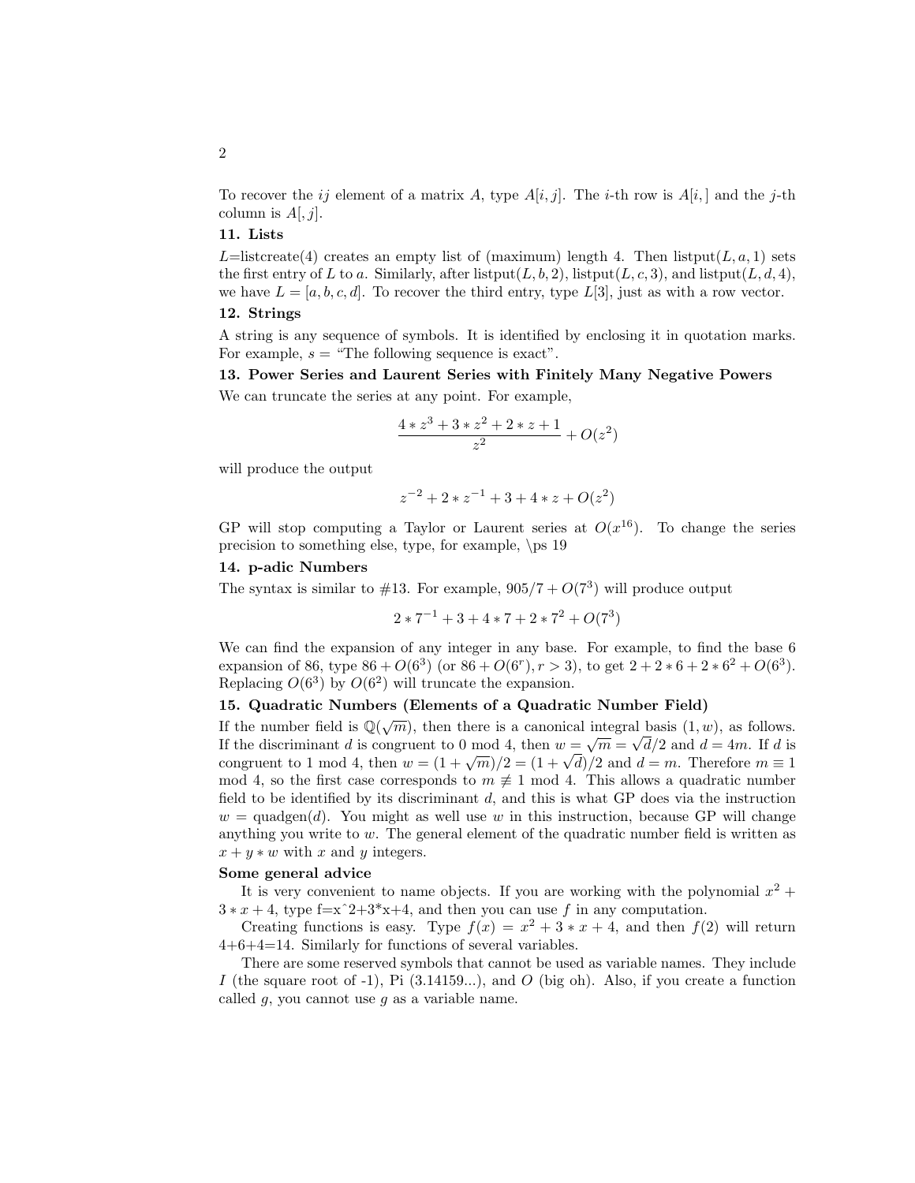To recover the $ij$ element of a matrix $A$, type $A[i, j]$. The $i$-th row is $A[i, ]$ and the $j$-th column is $A[, j]$.

**11. Lists**

$L$=listcreate(4) creates an empty list of (maximum) length 4. Then listput$(L, a, 1)$ sets the first entry of $L$ to $a$. Similarly, after listput$(L, b, 2)$, listput$(L, c, 3)$, and listput$(L, d, 4)$, we have $L = [a, b, c, d]$. To recover the third entry, type $L[3]$, just as with a row vector.

**12. Strings**

A string is any sequence of symbols. It is identified by enclosing it in quotation marks. For example, $s =$ "The following sequence is exact".

**13. Power Series and Laurent Series with Finitely Many Negative Powers**

We can truncate the series at any point. For example,

$$\frac{4 * z^3 + 3 * z^2 + 2 * z + 1}{z^2} + O(z^2)$$

will produce the output

$$z^{-2} + 2 * z^{-1} + 3 + 4 * z + O(z^2)$$

GP will stop computing a Taylor or Laurent series at $O(x^{16})$. To change the series precision to something else, type, for example, \ps 19

**14. p-adic Numbers**

The syntax is similar to #13. For example, $905/7 + O(7^3)$ will produce output

$$2 * 7^{-1} + 3 + 4 * 7 + 2 * 7^2 + O(7^3)$$

We can find the expansion of any integer in any base. For example, to find the base 6 expansion of 86, type $86 + O(6^3)$ (or $86 + O(6^r), r > 3$), to get $2 + 2 * 6 + 2 * 6^2 + O(6^3)$. Replacing $O(6^3)$ by $O(6^2)$ will truncate the expansion.

**15. Quadratic Numbers (Elements of a Quadratic Number Field)**

If the number field is $\mathbb{Q}(\sqrt{m})$, then there is a canonical integral basis $(1, w)$, as follows. If the discriminant $d$ is congruent to 0 mod 4, then $w = \sqrt{m} = \sqrt{d}/2$ and $d = 4m$. If $d$ is congruent to 1 mod 4, then $w = (1 + \sqrt{m})/2 = (1 + \sqrt{d})/2$ and $d = m$. Therefore $m \equiv 1$ mod 4, so the first case corresponds to $m \not\equiv 1$ mod 4. This allows a quadratic number field to be identified by its discriminant $d$, and this is what GP does via the instruction $w =$ quadgen$(d)$. You might as well use $w$ in this instruction, because GP will change anything you write to $w$. The general element of the quadratic number field is written as $x + y * w$ with $x$ and $y$ integers.

**Some general advice**

It is very convenient to name objects. If you are working with the polynomial $x^2 + 3 * x + 4$, type f=x^2+3*x+4, and then you can use $f$ in any computation.

Creating functions is easy. Type $f(x) = x^2 + 3 * x + 4$, and then $f(2)$ will return 4+6+4=14. Similarly for functions of several variables.

There are some reserved symbols that cannot be used as variable names. They include $I$ (the square root of -1), Pi (3.14159...), and $O$ (big oh). Also, if you create a function called $g$, you cannot use $g$ as a variable name.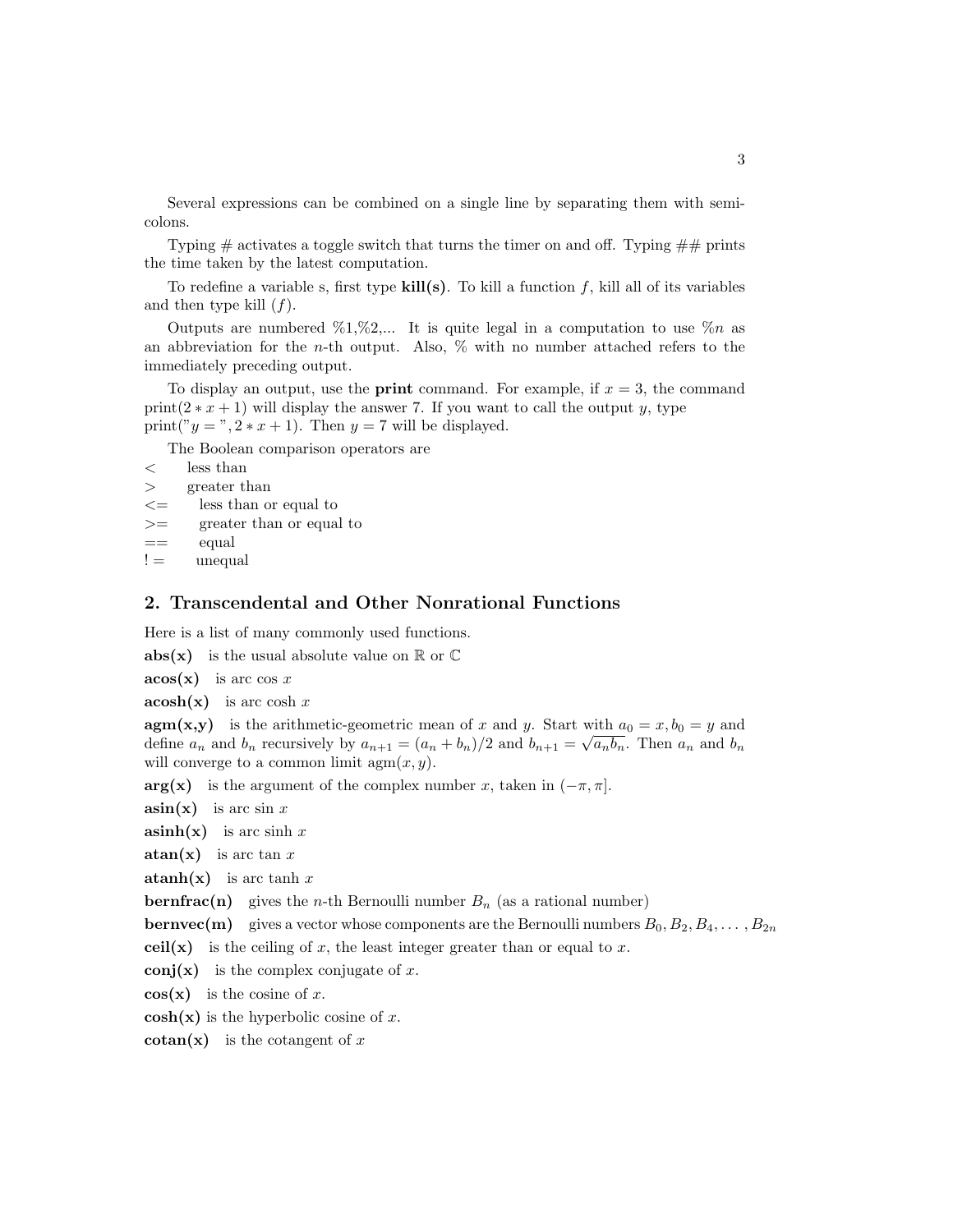Several expressions can be combined on a single line by separating them with semicolons.

Typing # activates a toggle switch that turns the timer on and off. Typing ## prints the time taken by the latest computation.

To redefine a variable s, first type **kill(s)**. To kill a function $f$, kill all of its variables and then type kill ($f$).

Outputs are numbered %1,%2,... It is quite legal in a computation to use %$n$ as an abbreviation for the $n$-th output. Also, % with no number attached refers to the immediately preceding output.

To display an output, use the **print** command. For example, if $x = 3$, the command print($2 * x + 1$) will display the answer 7. If you want to call the output $y$, type print("$y =$ ", $2 * x + 1$). Then $y = 7$ will be displayed.

The Boolean comparison operators are

| | |
|---|---|
| < | less than |
| > | greater than |
| <= | less than or equal to |
| >= | greater than or equal to |
| == | equal |
| != | unequal |

## 2. Transcendental and Other Nonrational Functions

Here is a list of many commonly used functions.

**abs(x)** is the usual absolute value on $\mathbb{R}$ or $\mathbb{C}$

**acos(x)** is arc cos $x$

**acosh(x)** is arc cosh $x$

**agm(x,y)** is the arithmetic-geometric mean of $x$ and $y$. Start with $a_0 = x, b_0 = y$ and define $a_n$ and $b_n$ recursively by $a_{n+1} = (a_n + b_n)/2$ and $b_{n+1} = \sqrt{a_n b_n}$. Then $a_n$ and $b_n$ will converge to a common limit agm$(x, y)$.

**arg(x)** is the argument of the complex number $x$, taken in $(-\pi, \pi]$.

**asin(x)** is arc sin $x$

**asinh(x)** is arc sinh $x$

**atan(x)** is arc tan $x$

**atanh(x)** is arc tanh $x$

**bernfrac(n)** gives the $n$-th Bernoulli number $B_n$ (as a rational number)

**bernvec(m)** gives a vector whose components are the Bernoulli numbers $B_0, B_2, B_4, \ldots, B_{2n}$

**ceil(x)** is the ceiling of $x$, the least integer greater than or equal to $x$.

**conj(x)** is the complex conjugate of $x$.

**cos(x)** is the cosine of $x$.

**cosh(x)** is the hyperbolic cosine of $x$.

**cotan(x)** is the cotangent of $x$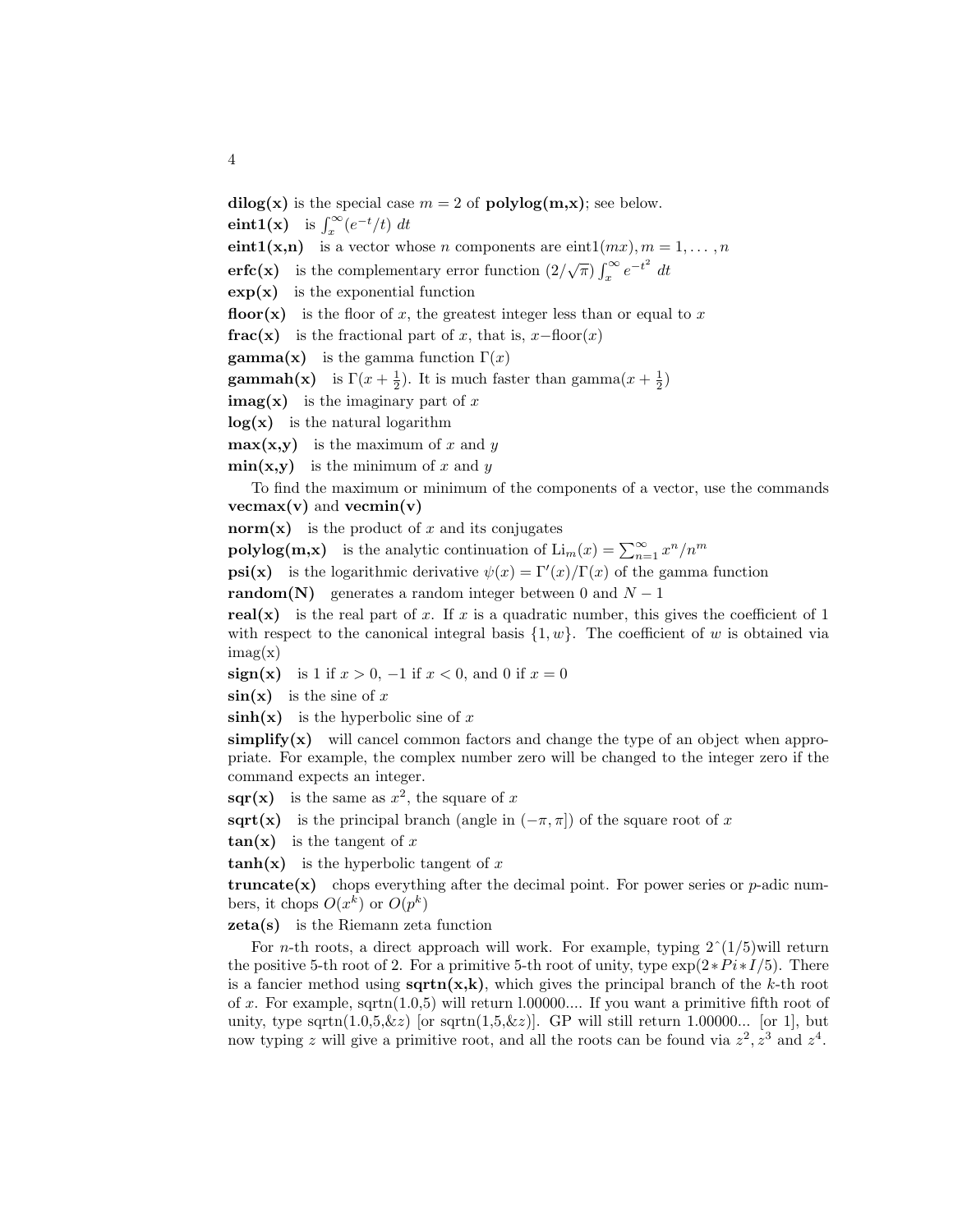**dilog(x)** is the special case $m = 2$ of **polylog(m,x)**; see below.

**eint1(x)** is $\int_x^\infty (e^{-t}/t)\ dt$

**eint1(x,n)** is a vector whose $n$ components are $\text{eint1}(mx), m = 1, \ldots, n$

**erfc(x)** is the complementary error function $(2/\sqrt{\pi}) \int_x^\infty e^{-t^2}\ dt$

**exp(x)** is the exponential function

**floor(x)** is the floor of $x$, the greatest integer less than or equal to $x$

**frac(x)** is the fractional part of $x$, that is, $x-\text{floor}(x)$

**gamma(x)** is the gamma function $\Gamma(x)$

**gammah(x)** is $\Gamma(x + \frac{1}{2})$. It is much faster than $\text{gamma}(x + \frac{1}{2})$

**imag(x)** is the imaginary part of $x$

**log(x)** is the natural logarithm

**max(x,y)** is the maximum of $x$ and $y$

**min(x,y)** is the minimum of $x$ and $y$

To find the maximum or minimum of the components of a vector, use the commands **vecmax(v)** and **vecmin(v)**

**norm(x)** is the product of $x$ and its conjugates

**polylog(m,x)** is the analytic continuation of $\text{Li}_m(x) = \sum_{n=1}^\infty x^n/n^m$

**psi(x)** is the logarithmic derivative $\psi(x) = \Gamma'(x)/\Gamma(x)$ of the gamma function

**random(N)** generates a random integer between 0 and $N - 1$

**real(x)** is the real part of $x$. If $x$ is a quadratic number, this gives the coefficient of 1 with respect to the canonical integral basis $\{1, w\}$. The coefficient of $w$ is obtained via imag(x)

**sign(x)** is 1 if $x > 0$, $-1$ if $x < 0$, and 0 if $x = 0$

**sin(x)** is the sine of $x$

**sinh(x)** is the hyperbolic sine of $x$

**simplify(x)** will cancel common factors and change the type of an object when appropriate. For example, the complex number zero will be changed to the integer zero if the command expects an integer.

**sqr(x)** is the same as $x^2$, the square of $x$

**sqrt(x)** is the principal branch (angle in $(-\pi, \pi]$) of the square root of $x$

**tan(x)** is the tangent of $x$

**tanh(x)** is the hyperbolic tangent of $x$

**truncate(x)** chops everything after the decimal point. For power series or $p$-adic numbers, it chops $O(x^k)$ or $O(p^k)$

**zeta(s)** is the Riemann zeta function

For $n$-th roots, a direct approach will work. For example, typing 2^(1/5)will return the positive 5-th root of 2. For a primitive 5-th root of unity, type $\exp(2*Pi*I/5)$. There is a fancier method using **sqrtn(x,k)**, which gives the principal branch of the $k$-th root of $x$. For example, sqrtn(1.0,5) will return l.00000.... If you want a primitive fifth root of unity, type sqrtn(1.0,5,&$z$) [or sqrtn(1,5,&$z$)]. GP will still return 1.00000... [or 1], but now typing $z$ will give a primitive root, and all the roots can be found via $z^2, z^3$ and $z^4$.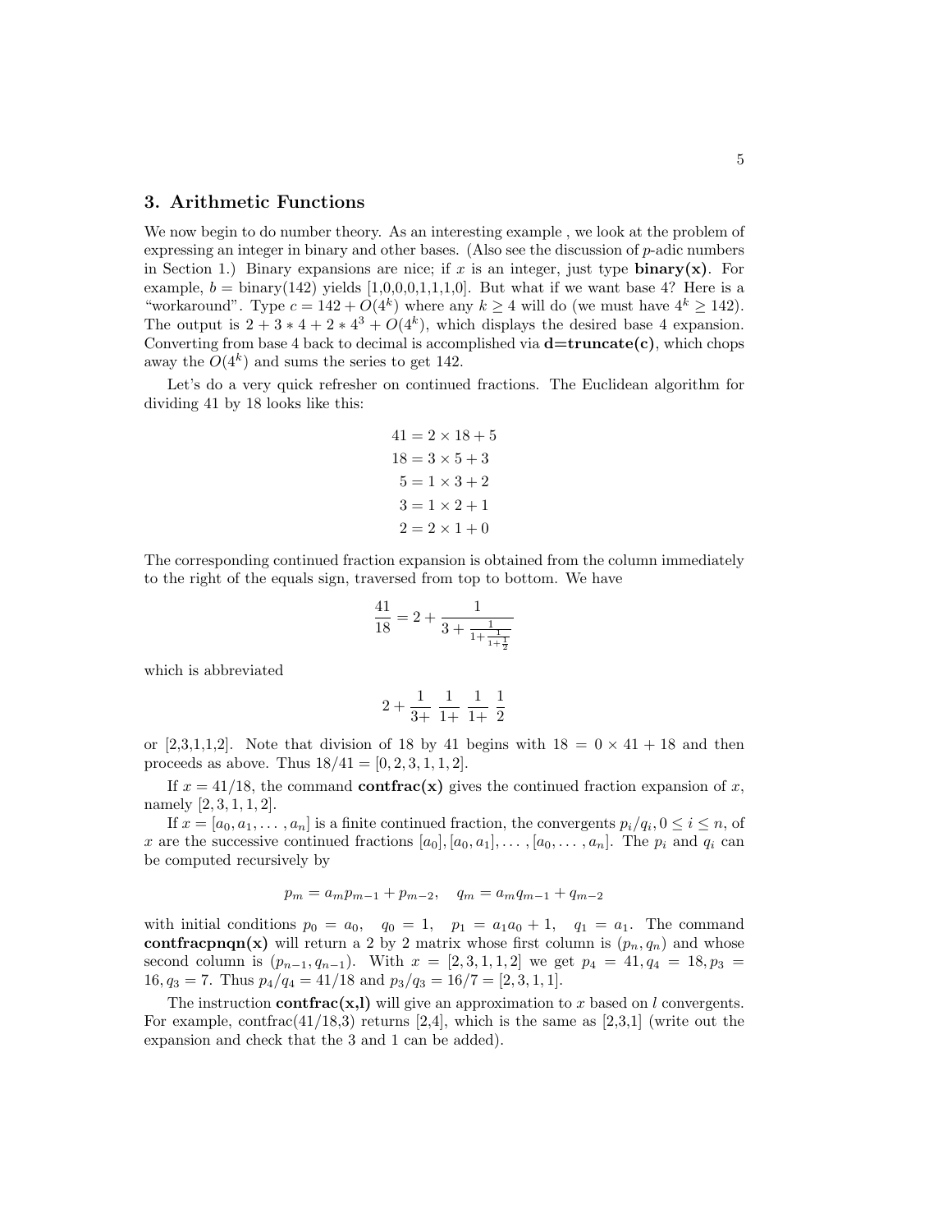## 3. Arithmetic Functions

We now begin to do number theory. As an interesting example , we look at the problem of expressing an integer in binary and other bases. (Also see the discussion of $p$-adic numbers in Section 1.) Binary expansions are nice; if $x$ is an integer, just type **binary(x)**. For example, $b = \text{binary}(142)$ yields [1,0,0,0,1,1,1,0]. But what if we want base 4? Here is a "workaround". Type $c = 142 + O(4^k)$ where any $k \geq 4$ will do (we must have $4^k \geq 142$). The output is $2 + 3 * 4 + 2 * 4^3 + O(4^k)$, which displays the desired base 4 expansion. Converting from base 4 back to decimal is accomplished via **d=truncate(c)**, which chops away the $O(4^k)$ and sums the series to get 142.

Let's do a very quick refresher on continued fractions. The Euclidean algorithm for dividing 41 by 18 looks like this:

$$
\begin{aligned}
41 &= 2 \times 18 + 5 \\
18 &= 3 \times 5 + 3 \\
5 &= 1 \times 3 + 2 \\
3 &= 1 \times 2 + 1 \\
2 &= 2 \times 1 + 0
\end{aligned}
$$

The corresponding continued fraction expansion is obtained from the column immediately to the right of the equals sign, traversed from top to bottom. We have

$$\frac{41}{18} = 2 + \cfrac{1}{3 + \cfrac{1}{1 + \cfrac{1}{1 + \frac{1}{2}}}}$$

which is abbreviated

$$2 + \frac{1}{3+}\ \frac{1}{1+}\ \frac{1}{1+}\ \frac{1}{2}$$

or [2,3,1,1,2]. Note that division of 18 by 41 begins with $18 = 0 \times 41 + 18$ and then proceeds as above. Thus $18/41 = [0, 2, 3, 1, 1, 2]$.

If $x = 41/18$, the command **contfrac(x)** gives the continued fraction expansion of $x$, namely $[2, 3, 1, 1, 2]$.

If $x = [a_0, a_1, \ldots, a_n]$ is a finite continued fraction, the convergents $p_i/q_i, 0 \leq i \leq n$, of $x$ are the successive continued fractions $[a_0], [a_0, a_1], \ldots, [a_0, \ldots, a_n]$. The $p_i$ and $q_i$ can be computed recursively by

$$p_m = a_m p_{m-1} + p_{m-2}, \quad q_m = a_m q_{m-1} + q_{m-2}$$

with initial conditions $p_0 = a_0, \quad q_0 = 1, \quad p_1 = a_1 a_0 + 1, \quad q_1 = a_1$. The command **contfracpnqn(x)** will return a 2 by 2 matrix whose first column is $(p_n, q_n)$ and whose second column is $(p_{n-1}, q_{n-1})$. With $x = [2, 3, 1, 1, 2]$ we get $p_4 = 41, q_4 = 18, p_3 = 16, q_3 = 7$. Thus $p_4/q_4 = 41/18$ and $p_3/q_3 = 16/7 = [2, 3, 1, 1]$.

The instruction **contfrac(x,l)** will give an approximation to $x$ based on $l$ convergents. For example, contfrac(41/18,3) returns [2,4], which is the same as [2,3,1] (write out the expansion and check that the 3 and 1 can be added).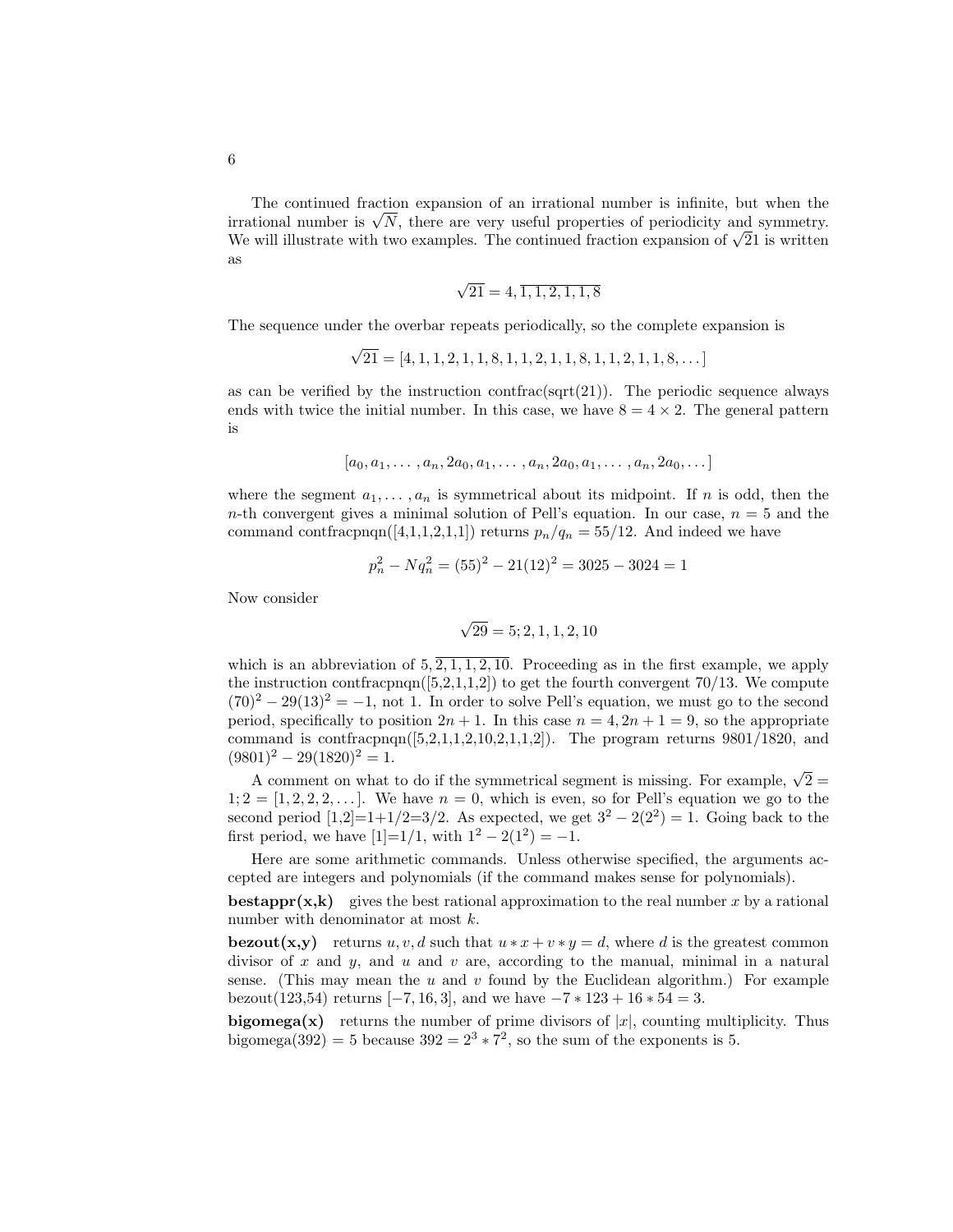The continued fraction expansion of an irrational number is infinite, but when the irrational number is $\sqrt{N}$, there are very useful properties of periodicity and symmetry. We will illustrate with two examples. The continued fraction expansion of $\sqrt{21}$ is written as

$$\sqrt{21} = 4, \overline{1, 1, 2, 1, 1, 8}$$

The sequence under the overbar repeats periodically, so the complete expansion is

$$\sqrt{21} = [4, 1, 1, 2, 1, 1, 8, 1, 1, 2, 1, 1, 8, 1, 1, 2, 1, 1, 8, \dots]$$

as can be verified by the instruction contfrac(sqrt(21)). The periodic sequence always ends with twice the initial number. In this case, we have $8 = 4 \times 2$. The general pattern is

$$[a_0, a_1, \dots, a_n, 2a_0, a_1, \dots, a_n, 2a_0, a_1, \dots, a_n, 2a_0, \dots]$$

where the segment $a_1, \dots, a_n$ is symmetrical about its midpoint. If $n$ is odd, then the $n$-th convergent gives a minimal solution of Pell's equation. In our case, $n = 5$ and the command contfracpnqn([4,1,1,2,1,1]) returns $p_n/q_n = 55/12$. And indeed we have

$$p_n^2 - Nq_n^2 = (55)^2 - 21(12)^2 = 3025 - 3024 = 1$$

Now consider

$$\sqrt{29} = 5; 2, 1, 1, 2, 10$$

which is an abbreviation of $5, \overline{2, 1, 1, 2, 10}$. Proceeding as in the first example, we apply the instruction contfracpnqn([5,2,1,1,2]) to get the fourth convergent 70/13. We compute $(70)^2 - 29(13)^2 = -1$, not 1. In order to solve Pell's equation, we must go to the second period, specifically to position $2n + 1$. In this case $n = 4, 2n + 1 = 9$, so the appropriate command is contfracpnqn([5,2,1,1,2,10,2,1,1,2]). The program returns 9801/1820, and $(9801)^2 - 29(1820)^2 = 1$.

A comment on what to do if the symmetrical segment is missing. For example, $\sqrt{2} = 1; 2 = [1, 2, 2, 2, \dots]$. We have $n = 0$, which is even, so for Pell's equation we go to the second period [1,2]=1+1/2=3/2. As expected, we get $3^2 - 2(2^2) = 1$. Going back to the first period, we have [1]=1/1, with $1^2 - 2(1^2) = -1$.

Here are some arithmetic commands. Unless otherwise specified, the arguments accepted are integers and polynomials (if the command makes sense for polynomials).

**bestappr(x,k)** gives the best rational approximation to the real number $x$ by a rational number with denominator at most $k$.

**bezout(x,y)** returns $u, v, d$ such that $u * x + v * y = d$, where $d$ is the greatest common divisor of $x$ and $y$, and $u$ and $v$ are, according to the manual, minimal in a natural sense. (This may mean the $u$ and $v$ found by the Euclidean algorithm.) For example bezout(123,54) returns $[-7, 16, 3]$, and we have $-7 * 123 + 16 * 54 = 3$.

**bigomega(x)** returns the number of prime divisors of $|x|$, counting multiplicity. Thus bigomega(392) = 5 because $392 = 2^3 * 7^2$, so the sum of the exponents is 5.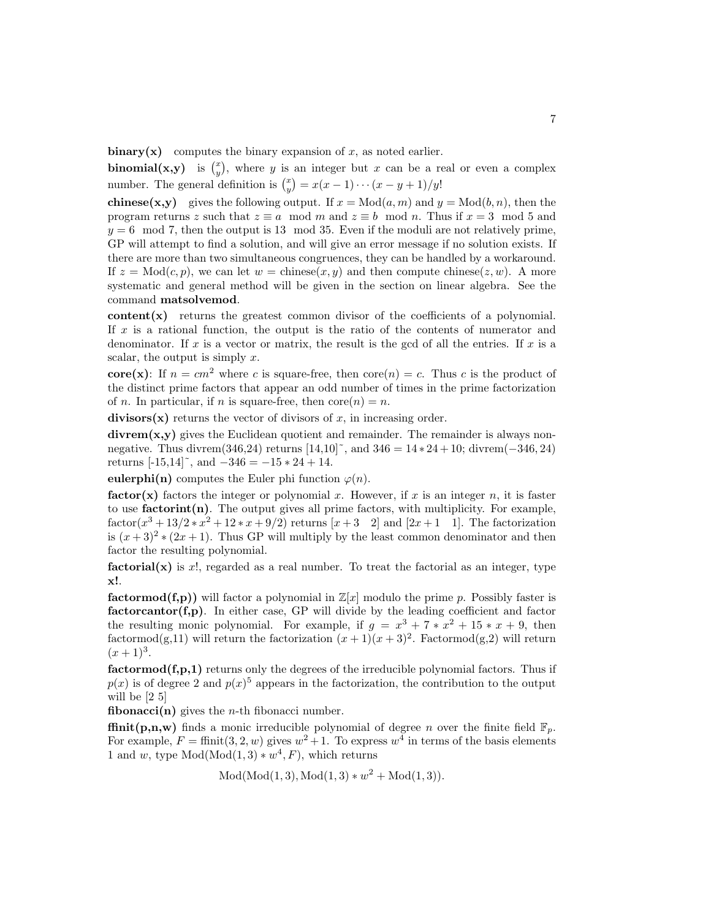**binary(x)** computes the binary expansion of $x$, as noted earlier.

**binomial(x,y)** is $\binom{x}{y}$, where $y$ is an integer but $x$ can be a real or even a complex number. The general definition is $\binom{x}{y} = x(x-1)\cdots(x-y+1)/y!$

**chinese(x,y)** gives the following output. If $x = \text{Mod}(a, m)$ and $y = \text{Mod}(b, n)$, then the program returns $z$ such that $z \equiv a \mod m$ and $z \equiv b \mod n$. Thus if $x = 3 \mod 5$ and $y = 6 \mod 7$, then the output is $13 \mod 35$. Even if the moduli are not relatively prime, GP will attempt to find a solution, and will give an error message if no solution exists. If there are more than two simultaneous congruences, they can be handled by a workaround. If $z = \text{Mod}(c, p)$, we can let $w = \text{chinese}(x, y)$ and then compute $\text{chinese}(z, w)$. A more systematic and general method will be given in the section on linear algebra. See the command **matsolvemod**.

**content(x)** returns the greatest common divisor of the coefficients of a polynomial. If $x$ is a rational function, the output is the ratio of the contents of numerator and denominator. If $x$ is a vector or matrix, the result is the gcd of all the entries. If $x$ is a scalar, the output is simply $x$.

**core(x)**: If $n = cm^2$ where $c$ is square-free, then $\text{core}(n) = c$. Thus $c$ is the product of the distinct prime factors that appear an odd number of times in the prime factorization of $n$. In particular, if $n$ is square-free, then $\text{core}(n) = n$.

**divisors(x)** returns the vector of divisors of $x$, in increasing order.

**divrem(x,y)** gives the Euclidean quotient and remainder. The remainder is always non-negative. Thus divrem(346,24) returns [14,10]~, and $346 = 14 * 24 + 10$; $\text{divrem}(-346, 24)$ returns [-15,14]~, and $-346 = -15 * 24 + 14$.

**eulerphi(n)** computes the Euler phi function $\varphi(n)$.

**factor(x)** factors the integer or polynomial $x$. However, if $x$ is an integer $n$, it is faster to use **factorint(n)**. The output gives all prime factors, with multiplicity. For example, $\text{factor}(x^3 + 13/2 * x^2 + 12 * x + 9/2)$ returns $[x + 3 \quad 2]$ and $[2x + 1 \quad 1]$. The factorization is $(x + 3)^2 * (2x + 1)$. Thus GP will multiply by the least common denominator and then factor the resulting polynomial.

**factorial(x)** is $x!$, regarded as a real number. To treat the factorial as an integer, type **x!**.

**factormod(f,p))** will factor a polynomial in $\mathbb{Z}[x]$ modulo the prime $p$. Possibly faster is **factorcantor(f,p)**. In either case, GP will divide by the leading coefficient and factor the resulting monic polynomial. For example, if $g = x^3 + 7 * x^2 + 15 * x + 9$, then factormod(g,11) will return the factorization $(x + 1)(x + 3)^2$. Factormod(g,2) will return $(x + 1)^3$.

**factormod(f,p,1)** returns only the degrees of the irreducible polynomial factors. Thus if $p(x)$ is of degree 2 and $p(x)^5$ appears in the factorization, the contribution to the output will be [2 5]

**fibonacci(n)** gives the $n$-th fibonacci number.

**ffinit(p,n,w)** finds a monic irreducible polynomial of degree $n$ over the finite field $\mathbb{F}_p$. For example, $F = \text{ffinit}(3, 2, w)$ gives $w^2 + 1$. To express $w^4$ in terms of the basis elements 1 and $w$, type $\text{Mod}(\text{Mod}(1, 3) * w^4, F)$, which returns

$$\text{Mod}(\text{Mod}(1, 3), \text{Mod}(1, 3) * w^2 + \text{Mod}(1, 3)).$$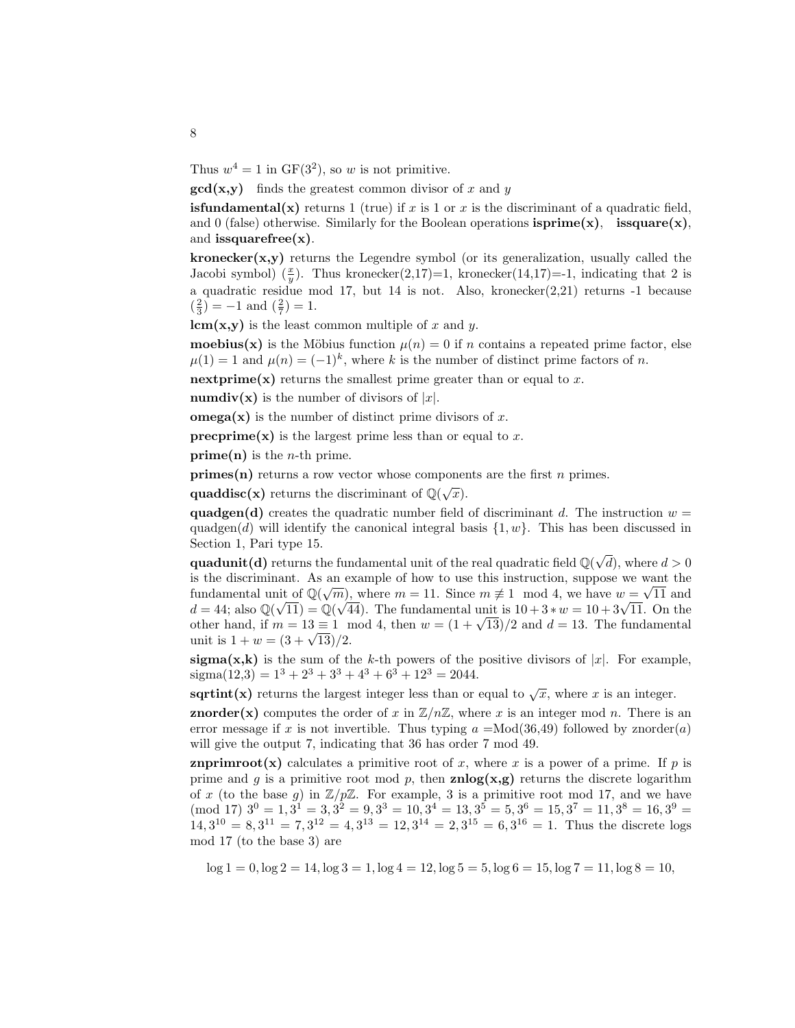Thus $w^4 = 1$ in GF($3^2$), so $w$ is not primitive.

**gcd(x,y)** finds the greatest common divisor of $x$ and $y$

**isfundamental(x)** returns 1 (true) if $x$ is 1 or $x$ is the discriminant of a quadratic field, and 0 (false) otherwise. Similarly for the Boolean operations **isprime(x)**, **issquare(x)**, and **issquarefree(x)**.

**kronecker(x,y)** returns the Legendre symbol (or its generalization, usually called the Jacobi symbol) $(\frac{x}{y})$. Thus kronecker(2,17)=1, kronecker(14,17)=-1, indicating that 2 is a quadratic residue mod 17, but 14 is not. Also, kronecker(2,21) returns -1 because $(\frac{2}{3}) = -1$ and $(\frac{2}{7}) = 1$.

**lcm(x,y)** is the least common multiple of $x$ and $y$.

**moebius(x)** is the Möbius function $\mu(n) = 0$ if $n$ contains a repeated prime factor, else $\mu(1) = 1$ and $\mu(n) = (-1)^k$, where $k$ is the number of distinct prime factors of $n$.

**nextprime(x)** returns the smallest prime greater than or equal to $x$.

**numdiv(x)** is the number of divisors of $|x|$.

**omega(x)** is the number of distinct prime divisors of $x$.

**precprime(x)** is the largest prime less than or equal to $x$.

**prime(n)** is the $n$-th prime.

**primes(n)** returns a row vector whose components are the first $n$ primes.

**quaddisc(x)** returns the discriminant of $\mathbb{Q}(\sqrt{x})$.

**quadgen(d)** creates the quadratic number field of discriminant $d$. The instruction $w =$ quadgen($d$) will identify the canonical integral basis $\{1, w\}$. This has been discussed in Section 1, Pari type 15.

**quadunit(d)** returns the fundamental unit of the real quadratic field $\mathbb{Q}(\sqrt{d})$, where $d > 0$ is the discriminant. As an example of how to use this instruction, suppose we want the fundamental unit of $\mathbb{Q}(\sqrt{m})$, where $m = 11$. Since $m \not\equiv 1 \mod 4$, we have $w = \sqrt{11}$ and $d = 44$; also $\mathbb{Q}(\sqrt{11}) = \mathbb{Q}(\sqrt{44})$. The fundamental unit is $10 + 3 * w = 10 + 3\sqrt{11}$. On the other hand, if $m = 13 \equiv 1 \mod 4$, then $w = (1 + \sqrt{13})/2$ and $d = 13$. The fundamental unit is $1 + w = (3 + \sqrt{13})/2$.

**sigma(x,k)** is the sum of the $k$-th powers of the positive divisors of $|x|$. For example, sigma(12,3) $= 1^3 + 2^3 + 3^3 + 4^3 + 6^3 + 12^3 = 2044$.

**sqrtint(x)** returns the largest integer less than or equal to $\sqrt{x}$, where $x$ is an integer.

**znorder(x)** computes the order of $x$ in $\mathbb{Z}/n\mathbb{Z}$, where $x$ is an integer mod $n$. There is an error message if $x$ is not invertible. Thus typing $a$ =Mod(36,49) followed by znorder($a$) will give the output 7, indicating that 36 has order 7 mod 49.

**znprimroot(x)** calculates a primitive root of $x$, where $x$ is a power of a prime. If $p$ is prime and $g$ is a primitive root mod $p$, then **znlog(x,g)** returns the discrete logarithm of $x$ (to the base $g$) in $\mathbb{Z}/p\mathbb{Z}$. For example, 3 is a primitive root mod 17, and we have (mod 17) $3^0 = 1, 3^1 = 3, 3^2 = 9, 3^3 = 10, 3^4 = 13, 3^5 = 5, 3^6 = 15, 3^7 = 11, 3^8 = 16, 3^9 = 14, 3^{10} = 8, 3^{11} = 7, 3^{12} = 4, 3^{13} = 12, 3^{14} = 2, 3^{15} = 6, 3^{16} = 1$. Thus the discrete logs mod 17 (to the base 3) are

$$\log 1 = 0, \log 2 = 14, \log 3 = 1, \log 4 = 12, \log 5 = 5, \log 6 = 15, \log 7 = 11, \log 8 = 10,$$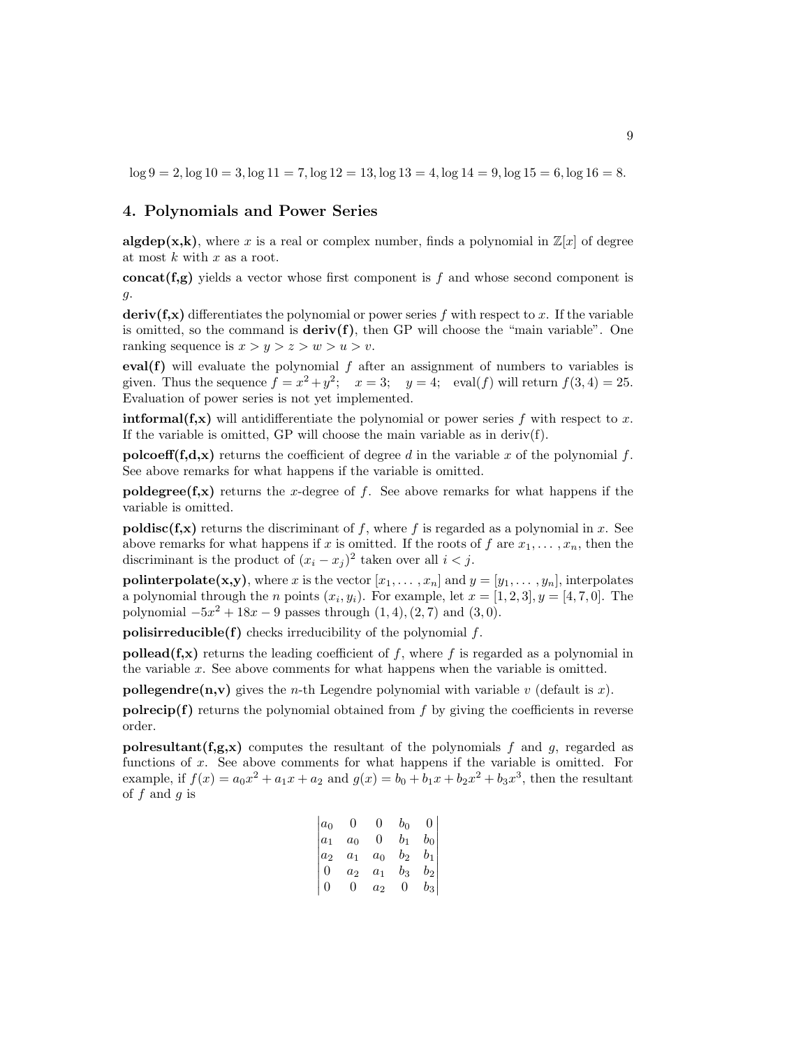$\log 9 = 2, \log 10 = 3, \log 11 = 7, \log 12 = 13, \log 13 = 4, \log 14 = 9, \log 15 = 6, \log 16 = 8.$

## 4. Polynomials and Power Series

**algdep(x,k)**, where $x$ is a real or complex number, finds a polynomial in $\mathbb{Z}[x]$ of degree at most $k$ with $x$ as a root.

**concat(f,g)** yields a vector whose first component is $f$ and whose second component is $g$.

**deriv(f,x)** differentiates the polynomial or power series $f$ with respect to $x$. If the variable is omitted, so the command is **deriv(f)**, then GP will choose the "main variable". One ranking sequence is $x > y > z > w > u > v$.

**eval(f)** will evaluate the polynomial $f$ after an assignment of numbers to variables is given. Thus the sequence $f = x^2 + y^2; \quad x = 3; \quad y = 4; \quad \text{eval}(f)$ will return $f(3,4) = 25$. Evaluation of power series is not yet implemented.

**intformal(f,x)** will antidifferentiate the polynomial or power series $f$ with respect to $x$. If the variable is omitted, GP will choose the main variable as in deriv(f).

**polcoeff(f,d,x)** returns the coefficient of degree $d$ in the variable $x$ of the polynomial $f$. See above remarks for what happens if the variable is omitted.

**poldegree(f,x)** returns the $x$-degree of $f$. See above remarks for what happens if the variable is omitted.

**poldisc(f,x)** returns the discriminant of $f$, where $f$ is regarded as a polynomial in $x$. See above remarks for what happens if $x$ is omitted. If the roots of $f$ are $x_1, \ldots, x_n$, then the discriminant is the product of $(x_i - x_j)^2$ taken over all $i < j$.

**polinterpolate(x,y)**, where $x$ is the vector $[x_1, \ldots, x_n]$ and $y = [y_1, \ldots, y_n]$, interpolates a polynomial through the $n$ points $(x_i, y_i)$. For example, let $x = [1,2,3], y = [4,7,0]$. The polynomial $-5x^2 + 18x - 9$ passes through $(1,4), (2,7)$ and $(3,0)$.

**polisirreducible(f)** checks irreducibility of the polynomial $f$.

**pollead(f,x)** returns the leading coefficient of $f$, where $f$ is regarded as a polynomial in the variable $x$. See above comments for what happens when the variable is omitted.

**pollegendre(n,v)** gives the $n$-th Legendre polynomial with variable $v$ (default is $x$).

**polrecip(f)** returns the polynomial obtained from $f$ by giving the coefficients in reverse order.

**polresultant(f,g,x)** computes the resultant of the polynomials $f$ and $g$, regarded as functions of $x$. See above comments for what happens if the variable is omitted. For example, if $f(x) = a_0x^2 + a_1x + a_2$ and $g(x) = b_0 + b_1x + b_2x^2 + b_3x^3$, then the resultant of $f$ and $g$ is

$$\begin{vmatrix} a_0 & 0 & 0 & b_0 & 0 \\ a_1 & a_0 & 0 & b_1 & b_0 \\ a_2 & a_1 & a_0 & b_2 & b_1 \\ 0 & a_2 & a_1 & b_3 & b_2 \\ 0 & 0 & a_2 & 0 & b_3 \end{vmatrix}$$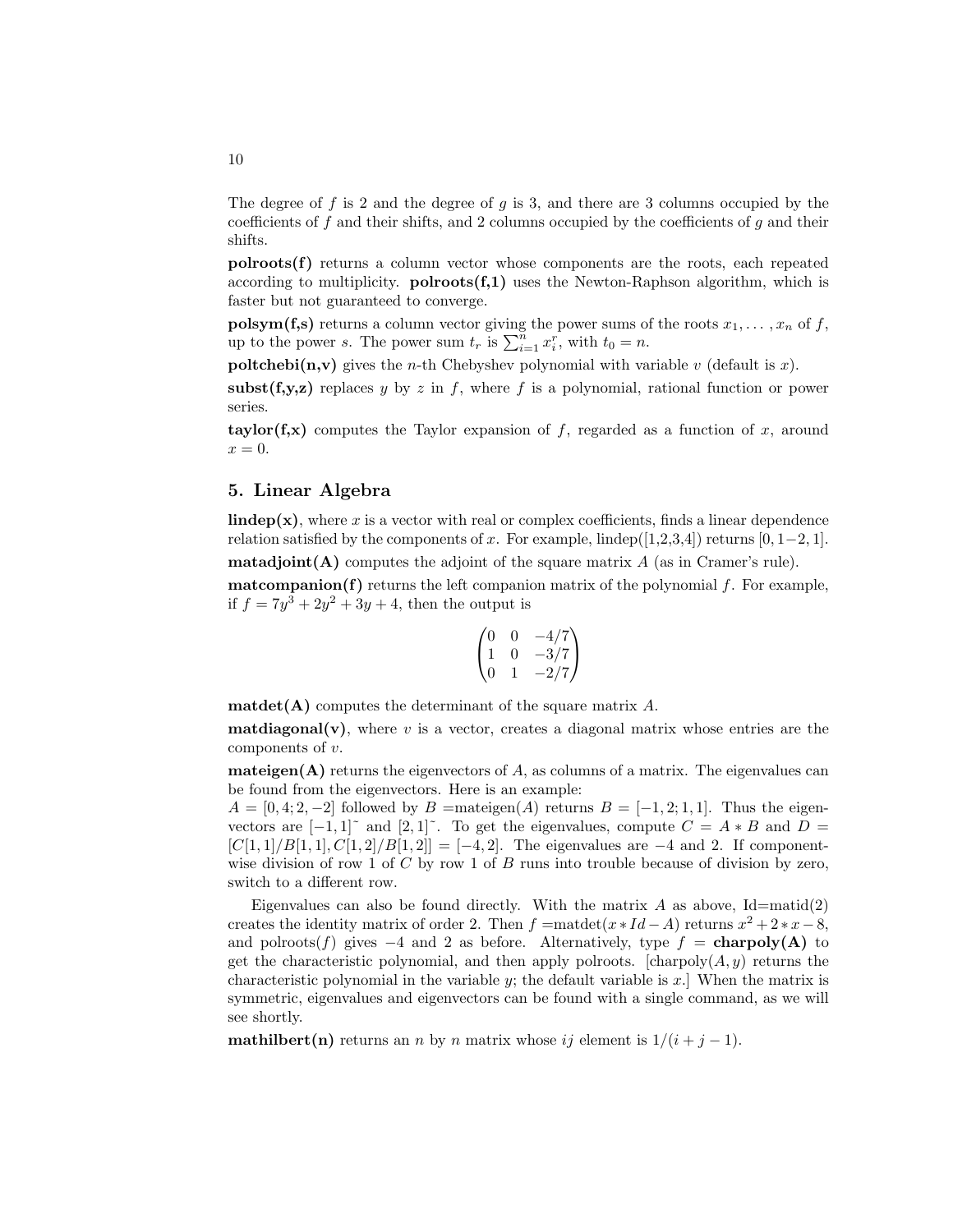The degree of $f$ is 2 and the degree of $g$ is 3, and there are 3 columns occupied by the coefficients of $f$ and their shifts, and 2 columns occupied by the coefficients of $g$ and their shifts.

**polroots(f)** returns a column vector whose components are the roots, each repeated according to multiplicity. **polroots(f,1)** uses the Newton-Raphson algorithm, which is faster but not guaranteed to converge.

**polsym(f,s)** returns a column vector giving the power sums of the roots $x_1, \dots, x_n$ of $f$, up to the power $s$. The power sum $t_r$ is $\sum_{i=1}^{n} x_i^r$, with $t_0 = n$.

**poltchebi(n,v)** gives the $n$-th Chebyshev polynomial with variable $v$ (default is $x$).

**subst(f,y,z)** replaces $y$ by $z$ in $f$, where $f$ is a polynomial, rational function or power series.

**taylor(f,x)** computes the Taylor expansion of $f$, regarded as a function of $x$, around $x = 0$.

## 5. Linear Algebra

**lindep(x)**, where $x$ is a vector with real or complex coefficients, finds a linear dependence relation satisfied by the components of $x$. For example, lindep([1,2,3,4]) returns $[0, 1 {-2}, 1]$.

**matadjoint(A)** computes the adjoint of the square matrix $A$ (as in Cramer's rule).

**matcompanion(f)** returns the left companion matrix of the polynomial $f$. For example, if $f = 7y^3 + 2y^2 + 3y + 4$, then the output is

$$\begin{pmatrix} 0 & 0 & -4/7 \\ 1 & 0 & -3/7 \\ 0 & 1 & -2/7 \end{pmatrix}$$

**matdet(A)** computes the determinant of the square matrix $A$.

**matdiagonal(v)**, where $v$ is a vector, creates a diagonal matrix whose entries are the components of $v$.

**mateigen(A)** returns the eigenvectors of $A$, as columns of a matrix. The eigenvalues can be found from the eigenvectors. Here is an example:
$A = [0, 4; 2, -2]$ followed by $B =$mateigen$(A)$ returns $B = [-1, 2; 1, 1]$. Thus the eigenvectors are $[-1, 1]$~ and $[2, 1]$~. To get the eigenvalues, compute $C = A * B$ and $D = [C[1,1]/B[1,1], C[1,2]/B[1,2]] = [-4, 2]$. The eigenvalues are $-4$ and 2. If componentwise division of row 1 of $C$ by row 1 of $B$ runs into trouble because of division by zero, switch to a different row.

Eigenvalues can also be found directly. With the matrix $A$ as above, Id=matid(2) creates the identity matrix of order 2. Then $f =$matdet$(x * Id - A)$ returns $x^2 + 2 * x - 8$, and polroots$(f)$ gives $-4$ and 2 as before. Alternatively, type $f =$ **charpoly(A)** to get the characteristic polynomial, and then apply polroots. [charpoly$(A, y)$ returns the characteristic polynomial in the variable $y$; the default variable is $x$.] When the matrix is symmetric, eigenvalues and eigenvectors can be found with a single command, as we will see shortly.

**mathilbert(n)** returns an $n$ by $n$ matrix whose $ij$ element is $1/(i + j - 1)$.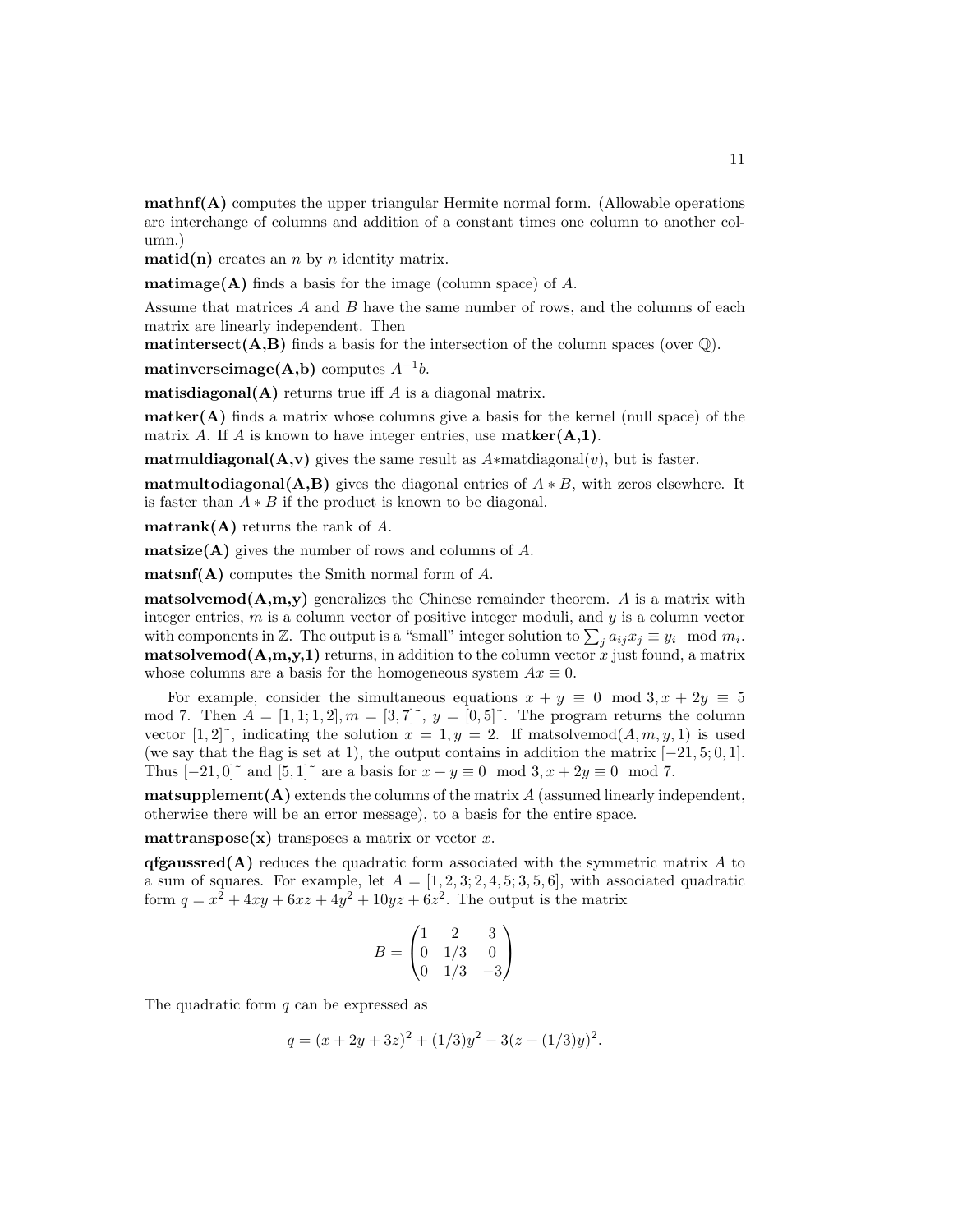**mathnf(A)** computes the upper triangular Hermite normal form. (Allowable operations are interchange of columns and addition of a constant times one column to another column.)

**matid(n)** creates an $n$ by $n$ identity matrix.

**matimage(A)** finds a basis for the image (column space) of $A$.

Assume that matrices $A$ and $B$ have the same number of rows, and the columns of each matrix are linearly independent. Then

**matintersect(A,B)** finds a basis for the intersection of the column spaces (over $\mathbb{Q}$).

**matinverseimage(A,b)** computes $A^{-1}b$.

**matisdiagonal(A)** returns true iff $A$ is a diagonal matrix.

**matker(A)** finds a matrix whose columns give a basis for the kernel (null space) of the matrix $A$. If $A$ is known to have integer entries, use **matker(A,1)**.

**matmuldiagonal(A,v)** gives the same result as $A*$matdiagonal($v$), but is faster.

**matmultodiagonal(A,B)** gives the diagonal entries of $A * B$, with zeros elsewhere. It is faster than $A * B$ if the product is known to be diagonal.

**matrank(A)** returns the rank of $A$.

**matsize(A)** gives the number of rows and columns of $A$.

**matsnf(A)** computes the Smith normal form of $A$.

**matsolvemod(A,m,y)** generalizes the Chinese remainder theorem. $A$ is a matrix with integer entries, $m$ is a column vector of positive integer moduli, and $y$ is a column vector with components in $\mathbb{Z}$. The output is a "small" integer solution to $\sum_j a_{ij}x_j \equiv y_i \mod m_i$.

**matsolvemod(A,m,y,1)** returns, in addition to the column vector $x$ just found, a matrix whose columns are a basis for the homogeneous system $Ax \equiv 0$.

For example, consider the simultaneous equations $x + y \equiv 0 \mod 3, x + 2y \equiv 5 \mod 7$. Then $A = [1, 1; 1, 2], m = [3, 7]\tilde{}$, $y = [0, 5]\tilde{}$. The program returns the column vector $[1, 2]\tilde{}$, indicating the solution $x = 1, y = 2$. If matsolvemod$(A, m, y, 1)$ is used (we say that the flag is set at 1), the output contains in addition the matrix $[-21, 5; 0, 1]$. Thus $[-21, 0]\tilde{}$ and $[5, 1]\tilde{}$ are a basis for $x + y \equiv 0 \mod 3, x + 2y \equiv 0 \mod 7$.

**matsupplement(A)** extends the columns of the matrix $A$ (assumed linearly independent, otherwise there will be an error message), to a basis for the entire space.

**mattranspose(x)** transposes a matrix or vector $x$.

**qfgaussred(A)** reduces the quadratic form associated with the symmetric matrix $A$ to a sum of squares. For example, let $A = [1, 2, 3; 2, 4, 5; 3, 5, 6]$, with associated quadratic form $q = x^2 + 4xy + 6xz + 4y^2 + 10yz + 6z^2$. The output is the matrix

$$B = \begin{pmatrix} 1 & 2 & 3 \\ 0 & 1/3 & 0 \\ 0 & 1/3 & -3 \end{pmatrix}$$

The quadratic form $q$ can be expressed as

$$q = (x + 2y + 3z)^2 + (1/3)y^2 - 3(z + (1/3)y)^2.$$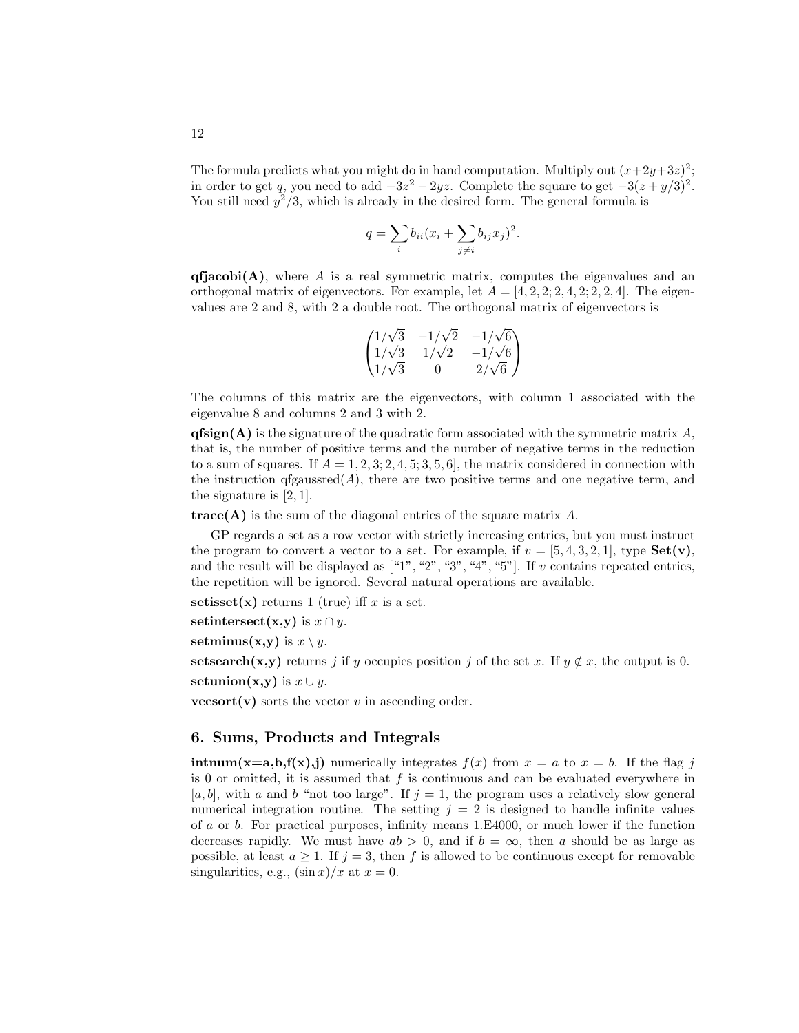The formula predicts what you might do in hand computation. Multiply out $(x+2y+3z)^2$; in order to get $q$, you need to add $-3z^2 - 2yz$. Complete the square to get $-3(z+y/3)^2$. You still need $y^2/3$, which is already in the desired form. The general formula is

$$q = \sum_i b_{ii}(x_i + \sum_{j \neq i} b_{ij} x_j)^2.$$

**qfjacobi(A)**, where $A$ is a real symmetric matrix, computes the eigenvalues and an orthogonal matrix of eigenvectors. For example, let $A = [4,2,2;2,4,2;2,2,4]$. The eigenvalues are 2 and 8, with 2 a double root. The orthogonal matrix of eigenvectors is

$$\begin{pmatrix} 1/\sqrt{3} & -1/\sqrt{2} & -1/\sqrt{6} \\ 1/\sqrt{3} & 1/\sqrt{2} & -1/\sqrt{6} \\ 1/\sqrt{3} & 0 & 2/\sqrt{6} \end{pmatrix}$$

The columns of this matrix are the eigenvectors, with column 1 associated with the eigenvalue 8 and columns 2 and 3 with 2.

**qfsign(A)** is the signature of the quadratic form associated with the symmetric matrix $A$, that is, the number of positive terms and the number of negative terms in the reduction to a sum of squares. If $A = 1,2,3;2,4,5;3,5,6]$, the matrix considered in connection with the instruction qfgaussred($A$), there are two positive terms and one negative term, and the signature is $[2,1]$.

**trace(A)** is the sum of the diagonal entries of the square matrix $A$.

GP regards a set as a row vector with strictly increasing entries, but you must instruct the program to convert a vector to a set. For example, if $v = [5,4,3,2,1]$, type **Set(v)**, and the result will be displayed as ["1", "2", "3", "4", "5"]. If $v$ contains repeated entries, the repetition will be ignored. Several natural operations are available.

**setisset(x)** returns 1 (true) iff $x$ is a set.

**setintersect(x,y)** is $x \cap y$.

**setminus(x,y)** is $x \setminus y$.

**setsearch(x,y)** returns $j$ if $y$ occupies position $j$ of the set $x$. If $y \notin x$, the output is 0.

**setunion(x,y)** is $x \cup y$.

**vecsort(v)** sorts the vector $v$ in ascending order.

## 6. Sums, Products and Integrals

**intnum(x=a,b,f(x),j)** numerically integrates $f(x)$ from $x = a$ to $x = b$. If the flag $j$ is 0 or omitted, it is assumed that $f$ is continuous and can be evaluated everywhere in $[a,b]$, with $a$ and $b$ "not too large". If $j = 1$, the program uses a relatively slow general numerical integration routine. The setting $j = 2$ is designed to handle infinite values of $a$ or $b$. For practical purposes, infinity means 1.E4000, or much lower if the function decreases rapidly. We must have $ab > 0$, and if $b = \infty$, then $a$ should be as large as possible, at least $a \geq 1$. If $j = 3$, then $f$ is allowed to be continuous except for removable singularities, e.g., $(\sin x)/x$ at $x = 0$.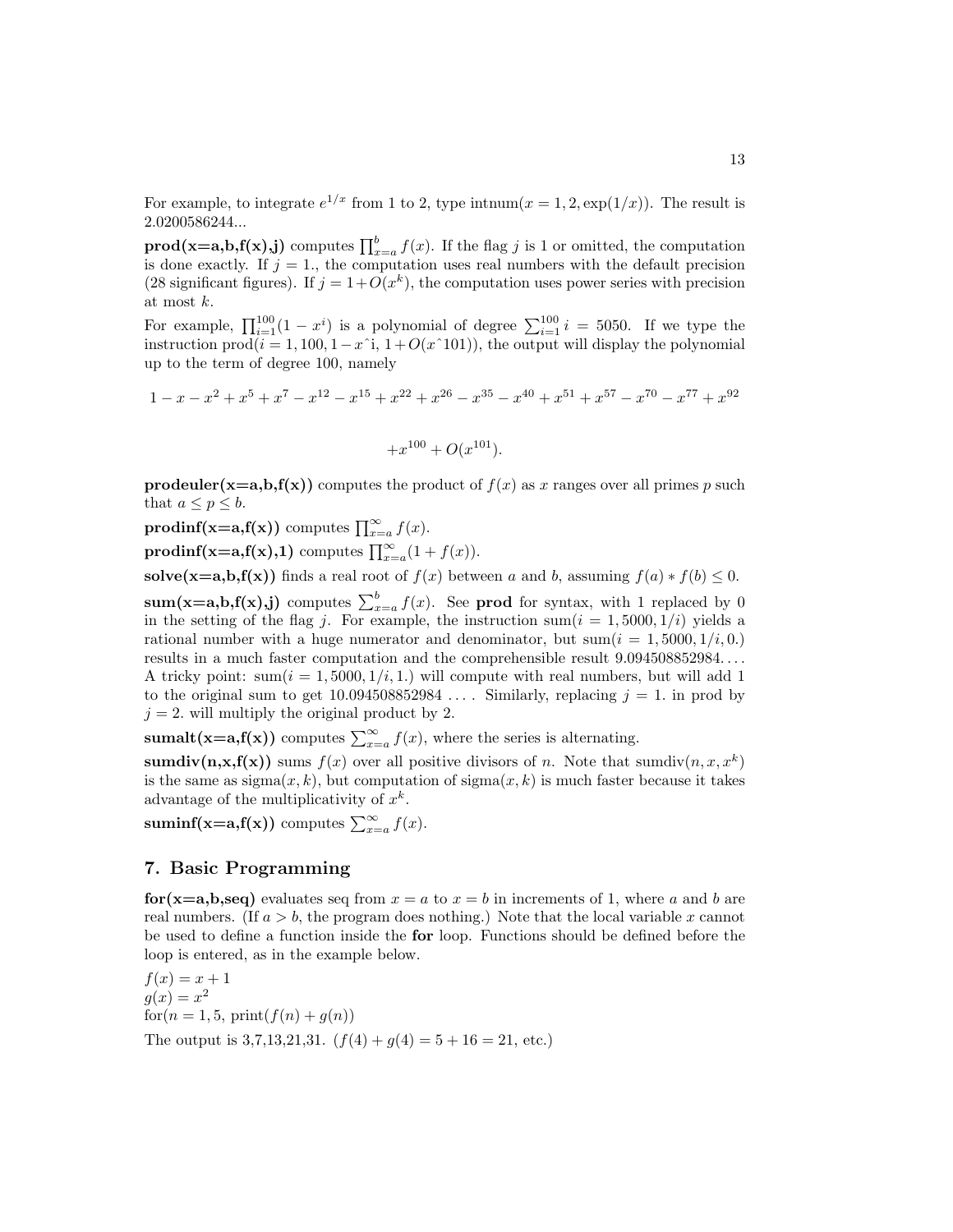For example, to integrate $e^{1/x}$ from 1 to 2, type intnum($x = 1, 2, \exp(1/x)$). The result is 2.0200586244...

**prod(x=a,b,f(x),j)** computes $\prod_{x=a}^{b} f(x)$. If the flag $j$ is 1 or omitted, the computation is done exactly. If $j = 1.$, the computation uses real numbers with the default precision (28 significant figures). If $j = 1+O(x^k)$, the computation uses power series with precision at most $k$.

For example, $\prod_{i=1}^{100}(1 - x^i)$ is a polynomial of degree $\sum_{i=1}^{100} i = 5050$. If we type the instruction prod($i = 1, 100, 1 - x$ˆi, $1 + O(x$ˆ$101)$), the output will display the polynomial up to the term of degree 100, namely

$$1 - x - x^2 + x^5 + x^7 - x^{12} - x^{15} + x^{22} + x^{26} - x^{35} - x^{40} + x^{51} + x^{57} - x^{70} - x^{77} + x^{92}$$

$$+x^{100} + O(x^{101}).$$

**prodeuler(x=a,b,f(x))** computes the product of $f(x)$ as $x$ ranges over all primes $p$ such that $a \le p \le b$.

**prodinf(x=a,f(x))** computes $\prod_{x=a}^{\infty} f(x)$.

**prodinf(x=a,f(x),1)** computes $\prod_{x=a}^{\infty}(1 + f(x))$.

**solve(x=a,b,f(x))** finds a real root of $f(x)$ between $a$ and $b$, assuming $f(a) * f(b) \le 0$.

**sum(x=a,b,f(x),j)** computes $\sum_{x=a}^{b} f(x)$. See **prod** for syntax, with 1 replaced by 0 in the setting of the flag $j$. For example, the instruction sum($i = 1, 5000, 1/i$) yields a rational number with a huge numerator and denominator, but sum($i = 1, 5000, 1/i, 0.$) results in a much faster computation and the comprehensible result 9.094508852984. . . . A tricky point: sum($i = 1, 5000, 1/i, 1.$) will compute with real numbers, but will add 1 to the original sum to get 10.094508852984 . . . . Similarly, replacing $j = 1.$ in prod by $j = 2.$ will multiply the original product by 2.

**sumalt(x=a,f(x))** computes $\sum_{x=a}^{\infty} f(x)$, where the series is alternating.

**sumdiv(n,x,f(x))** sums $f(x)$ over all positive divisors of $n$. Note that sumdiv($n, x, x^k$) is the same as sigma($x, k$), but computation of sigma($x, k$) is much faster because it takes advantage of the multiplicativity of $x^k$.

**suminf(x=a,f(x))** computes $\sum_{x=a}^{\infty} f(x)$.

## 7. Basic Programming

**for(x=a,b,seq)** evaluates seq from $x = a$ to $x = b$ in increments of 1, where $a$ and $b$ are real numbers. (If $a > b$, the program does nothing.) Note that the local variable $x$ cannot be used to define a function inside the **for** loop. Functions should be defined before the loop is entered, as in the example below.

$f(x) = x + 1$
$g(x) = x^2$
for($n = 1, 5$, print($f(n) + g(n)$))

The output is 3,7,13,21,31. ($f(4) + g(4) = 5 + 16 = 21$, etc.)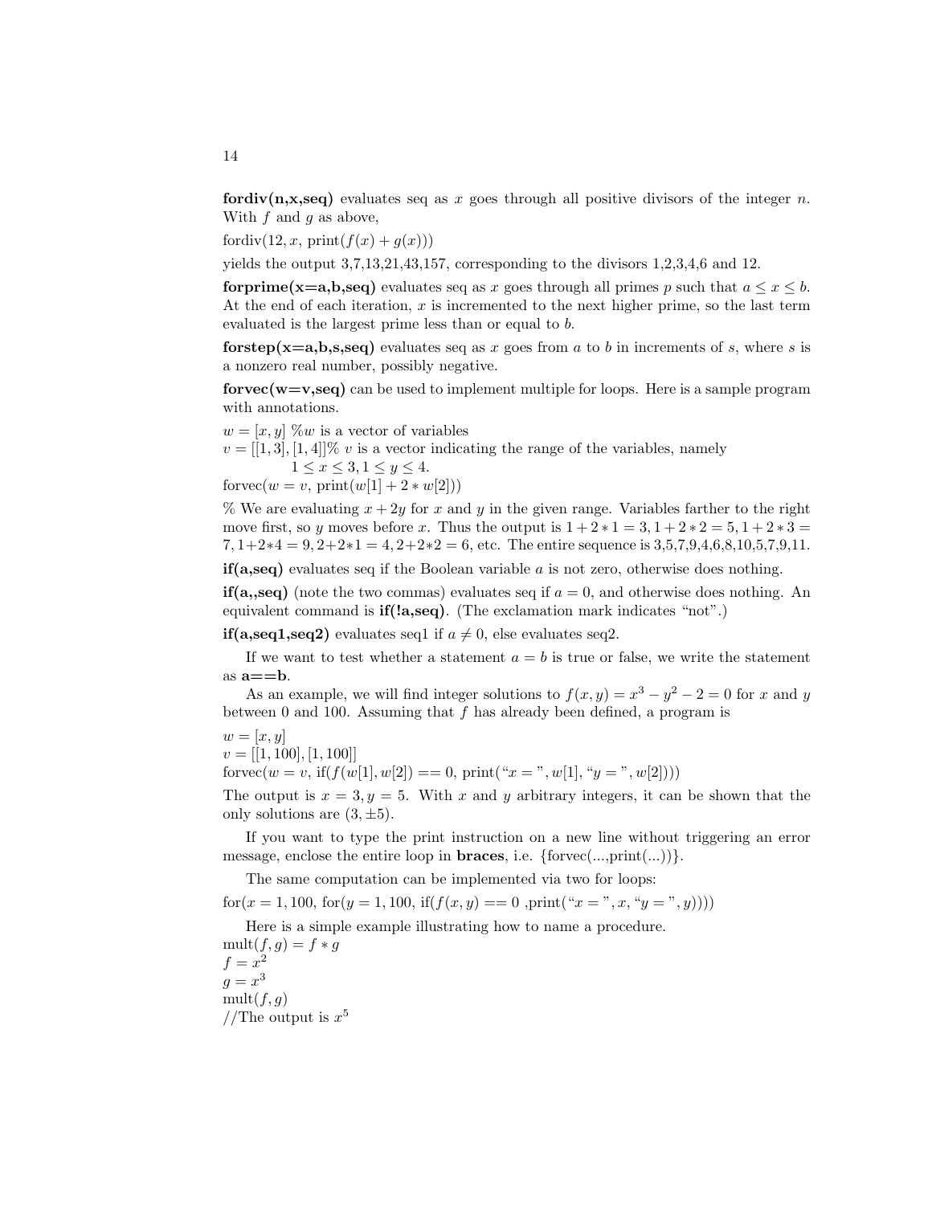**fordiv(n,x,seq)** evaluates seq as $x$ goes through all positive divisors of the integer $n$. With $f$ and $g$ as above,

fordiv(12, $x$, print($f(x) + g(x)$))

yields the output 3,7,13,21,43,157, corresponding to the divisors 1,2,3,4,6 and 12.

**forprime(x=a,b,seq)** evaluates seq as $x$ goes through all primes $p$ such that $a \leq x \leq b$. At the end of each iteration, $x$ is incremented to the next higher prime, so the last term evaluated is the largest prime less than or equal to $b$.

**forstep(x=a,b,s,seq)** evaluates seq as $x$ goes from $a$ to $b$ in increments of $s$, where $s$ is a nonzero real number, possibly negative.

**forvec(w=v,seq)** can be used to implement multiple for loops. Here is a sample program with annotations.

$w = [x, y]$ %$w$ is a vector of variables
$v = [[1, 3], [1, 4]]$% $v$ is a vector indicating the range of the variables, namely
  $1 \leq x \leq 3, 1 \leq y \leq 4$.
forvec($w = v$, print($w[1] + 2 * w[2]$))

% We are evaluating $x + 2y$ for $x$ and $y$ in the given range. Variables farther to the right move first, so $y$ moves before $x$. Thus the output is $1 + 2 * 1 = 3, 1 + 2 * 2 = 5, 1 + 2 * 3 = 7, 1+2*4 = 9, 2+2*1 = 4, 2+2*2 = 6$, etc. The entire sequence is 3,5,7,9,4,6,8,10,5,7,9,11.

**if(a,seq)** evaluates seq if the Boolean variable $a$ is not zero, otherwise does nothing.

**if(a,,seq)** (note the two commas) evaluates seq if $a = 0$, and otherwise does nothing. An equivalent command is **if(!a,seq)**. (The exclamation mark indicates "not".)

**if(a,seq1,seq2)** evaluates seq1 if $a \neq 0$, else evaluates seq2.

If we want to test whether a statement $a = b$ is true or false, we write the statement as **a==b**.

As an example, we will find integer solutions to $f(x, y) = x^3 - y^2 - 2 = 0$ for $x$ and $y$ between 0 and 100. Assuming that $f$ has already been defined, a program is

$w = [x, y]$
$v = [[1, 100], [1, 100]]$
forvec($w = v$, if($f(w[1], w[2]) == 0$, print("$x =$ ", $w[1]$, "$y =$ ", $w[2]$)))

The output is $x = 3, y = 5$. With $x$ and $y$ arbitrary integers, it can be shown that the only solutions are $(3, \pm 5)$.

If you want to type the print instruction on a new line without triggering an error message, enclose the entire loop in **braces**, i.e. {forvec(...,print(...))}.

The same computation can be implemented via two for loops:

for($x = 1, 100$, for($y = 1, 100$, if($f(x, y) == 0$ ,print("$x =$ ", $x$, "$y =$ ", $y$))))

Here is a simple example illustrating how to name a procedure.
mult($f, g$) $= f * g$
$f = x^2$
$g = x^3$
mult($f, g$)
//The output is $x^5$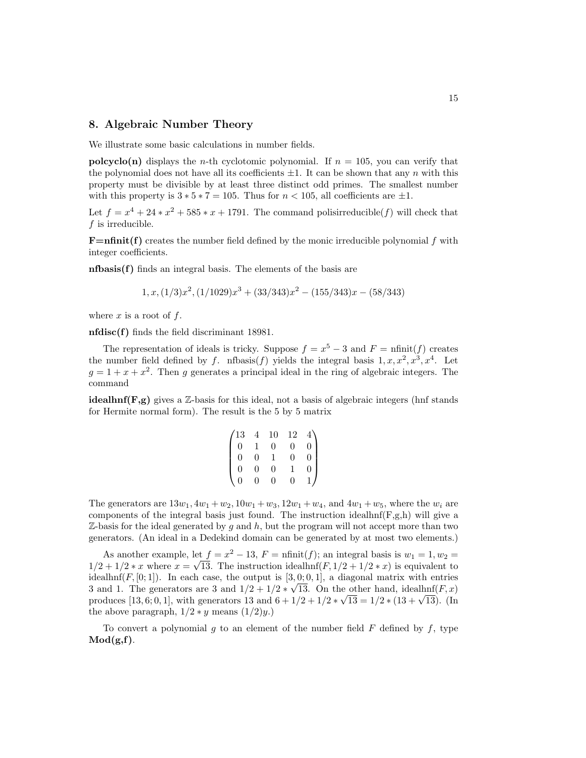## 8. Algebraic Number Theory

We illustrate some basic calculations in number fields.

**polcyclo(n)** displays the $n$-th cyclotomic polynomial. If $n = 105$, you can verify that the polynomial does not have all its coefficients $\pm 1$. It can be shown that any $n$ with this property must be divisible by at least three distinct odd primes. The smallest number with this property is $3 * 5 * 7 = 105$. Thus for $n < 105$, all coefficients are $\pm 1$.

Let $f = x^4 + 24 * x^2 + 585 * x + 1791$. The command polisirreducible($f$) will check that $f$ is irreducible.

**F=nfinit(f)** creates the number field defined by the monic irreducible polynomial $f$ with integer coefficients.

**nfbasis(f)** finds an integral basis. The elements of the basis are

$$1, x, (1/3)x^2, (1/1029)x^3 + (33/343)x^2 - (155/343)x - (58/343)$$

where $x$ is a root of $f$.

**nfdisc(f)** finds the field discriminant 18981.

The representation of ideals is tricky. Suppose $f = x^5 - 3$ and $F = \text{nfinit}(f)$ creates the number field defined by $f$. nfbasis($f$) yields the integral basis $1, x, x^2, x^3, x^4$. Let $g = 1 + x + x^2$. Then $g$ generates a principal ideal in the ring of algebraic integers. The command

**idealhnf(F,g)** gives a $\mathbb{Z}$-basis for this ideal, not a basis of algebraic integers (hnf stands for Hermite normal form). The result is the 5 by 5 matrix

$$\begin{pmatrix} 13 & 4 & 10 & 12 & 4 \\ 0 & 1 & 0 & 0 & 0 \\ 0 & 0 & 1 & 0 & 0 \\ 0 & 0 & 0 & 1 & 0 \\ 0 & 0 & 0 & 0 & 1 \end{pmatrix}$$

The generators are $13w_1, 4w_1 + w_2, 10w_1 + w_3, 12w_1 + w_4$, and $4w_1 + w_5$, where the $w_i$ are components of the integral basis just found. The instruction idealhnf(F,g,h) will give a $\mathbb{Z}$-basis for the ideal generated by $g$ and $h$, but the program will not accept more than two generators. (An ideal in a Dedekind domain can be generated by at most two elements.)

As another example, let $f = x^2 - 13$, $F = \text{nfinit}(f)$; an integral basis is $w_1 = 1, w_2 = 1/2 + 1/2 * x$ where $x = \sqrt{13}$. The instruction idealhnf($F, 1/2 + 1/2 * x$) is equivalent to idealhnf($F, [0; 1]$). In each case, the output is $[3, 0; 0, 1]$, a diagonal matrix with entries 3 and 1. The generators are 3 and $1/2 + 1/2 * \sqrt{13}$. On the other hand, idealhnf($F, x$) produces $[13, 6; 0, 1]$, with generators 13 and $6 + 1/2 + 1/2 * \sqrt{13} = 1/2 * (13 + \sqrt{13})$. (In the above paragraph, $1/2 * y$ means $(1/2)y$.)

To convert a polynomial $g$ to an element of the number field $F$ defined by $f$, type **Mod(g,f)**.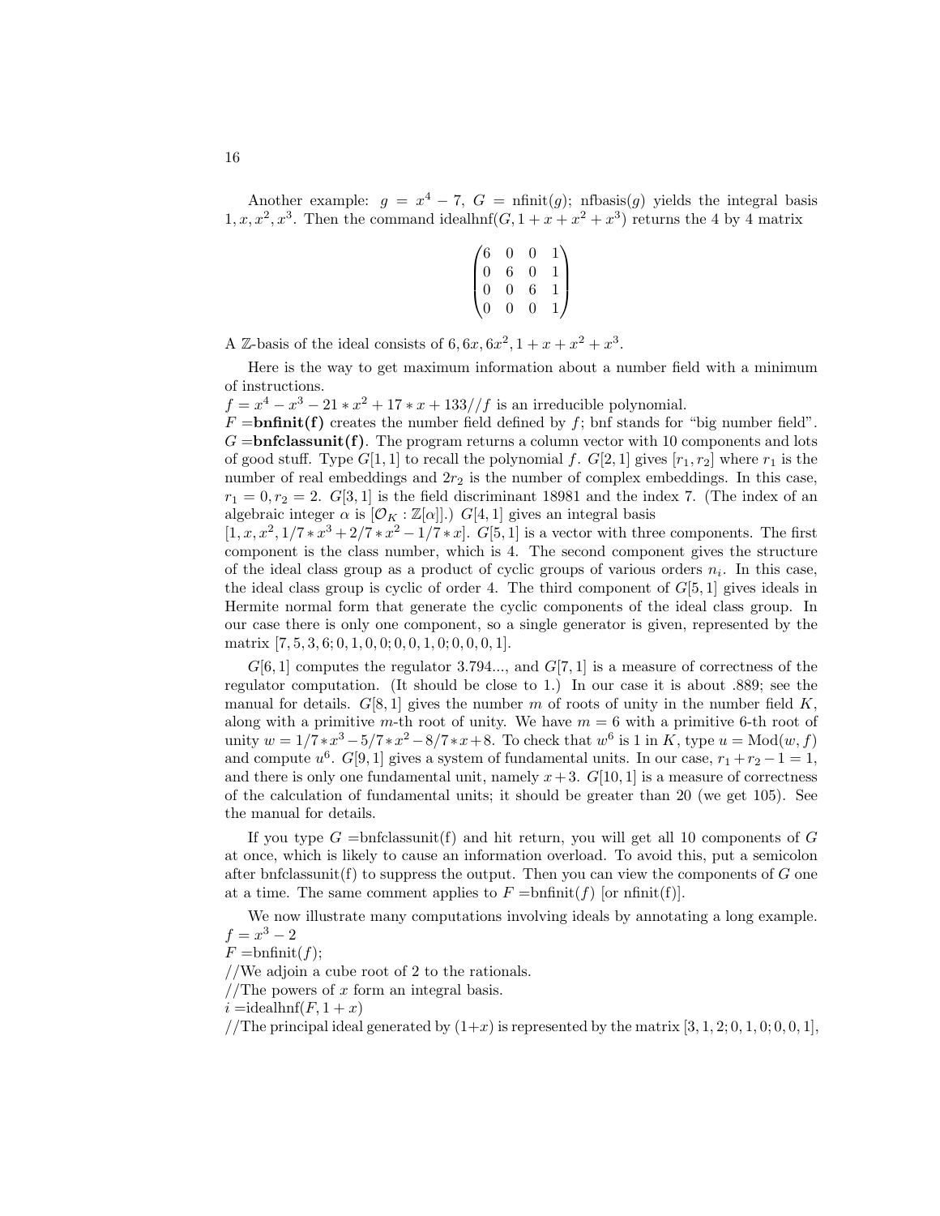Another example: $g = x^4 - 7$, $G$ = nfinit($g$); nfbasis($g$) yields the integral basis $1, x, x^2, x^3$. Then the command idealhnf($G, 1 + x + x^2 + x^3$) returns the 4 by 4 matrix

$$\begin{pmatrix} 6 & 0 & 0 & 1 \\ 0 & 6 & 0 & 1 \\ 0 & 0 & 6 & 1 \\ 0 & 0 & 0 & 1 \end{pmatrix}$$

A $\mathbb{Z}$-basis of the ideal consists of $6, 6x, 6x^2, 1 + x + x^2 + x^3$.

Here is the way to get maximum information about a number field with a minimum of instructions.
$f = x^4 - x^3 - 21 * x^2 + 17 * x + 133$//$f$ is an irreducible polynomial.
$F$ =**bnfinit(f)** creates the number field defined by $f$; bnf stands for "big number field".
$G$ =**bnfclassunit(f)**. The program returns a column vector with 10 components and lots of good stuff. Type $G[1,1]$ to recall the polynomial $f$. $G[2,1]$ gives $[r_1, r_2]$ where $r_1$ is the number of real embeddings and $2r_2$ is the number of complex embeddings. In this case, $r_1 = 0, r_2 = 2$. $G[3,1]$ is the field discriminant 18981 and the index 7. (The index of an algebraic integer $\alpha$ is $[\mathcal{O}_K : \mathbb{Z}[\alpha]]$.) $G[4,1]$ gives an integral basis
$[1, x, x^2, 1/7 * x^3 + 2/7 * x^2 - 1/7 * x]$. $G[5,1]$ is a vector with three components. The first component is the class number, which is 4. The second component gives the structure of the ideal class group as a product of cyclic groups of various orders $n_i$. In this case, the ideal class group is cyclic of order 4. The third component of $G[5,1]$ gives ideals in Hermite normal form that generate the cyclic components of the ideal class group. In our case there is only one component, so a single generator is given, represented by the matrix $[7, 5, 3, 6; 0, 1, 0, 0; 0, 0, 1, 0; 0, 0, 0, 1]$.

$G[6,1]$ computes the regulator 3.794..., and $G[7,1]$ is a measure of correctness of the regulator computation. (It should be close to 1.) In our case it is about .889; see the manual for details. $G[8,1]$ gives the number $m$ of roots of unity in the number field $K$, along with a primitive $m$-th root of unity. We have $m = 6$ with a primitive 6-th root of unity $w = 1/7 * x^3 - 5/7 * x^2 - 8/7 * x + 8$. To check that $w^6$ is 1 in $K$, type $u = \text{Mod}(w, f)$ and compute $u^6$. $G[9,1]$ gives a system of fundamental units. In our case, $r_1 + r_2 - 1 = 1$, and there is only one fundamental unit, namely $x + 3$. $G[10,1]$ is a measure of correctness of the calculation of fundamental units; it should be greater than 20 (we get 105). See the manual for details.

If you type $G$ =bnfclassunit(f) and hit return, you will get all 10 components of $G$ at once, which is likely to cause an information overload. To avoid this, put a semicolon after bnfclassunit(f) to suppress the output. Then you can view the components of $G$ one at a time. The same comment applies to $F$ =bnfinit($f$) [or nfinit(f)].

We now illustrate many computations involving ideals by annotating a long example.
$f = x^3 - 2$
$F$ =bnfinit($f$);
//We adjoin a cube root of 2 to the rationals.
//The powers of $x$ form an integral basis.
$i$ =idealhnf($F, 1 + x$)
//The principal ideal generated by $(1+x)$ is represented by the matrix $[3, 1, 2; 0, 1, 0; 0, 0, 1]$,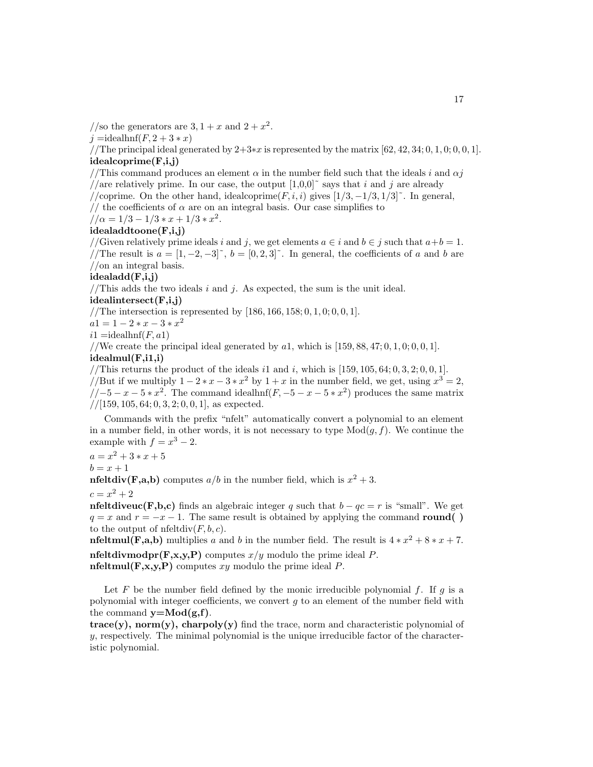//so the generators are $3, 1+x$ and $2+x^2$.
$j$ =idealhnf$(F, 2+3*x)$
//The principal ideal generated by 2+3$*x$ is represented by the matrix $[62, 42, 34; 0, 1, 0; 0, 0, 1]$.
**idealcoprime(F,i,j)**
//This command produces an element $\alpha$ in the number field such that the ideals $i$ and $\alpha j$
//are relatively prime. In our case, the output [1,0,0]~ says that $i$ and $j$ are already
//coprime. On the other hand, idealcoprime$(F, i, i)$ gives $[1/3, -1/3, 1/3]$~. In general,
// the coefficients of $\alpha$ are on an integral basis. Our case simplifies to
//$\alpha = 1/3 - 1/3*x + 1/3*x^2$.
**idealaddtoone(F,i,j)**
//Given relatively prime ideals $i$ and $j$, we get elements $a \in i$ and $b \in j$ such that $a+b=1$.
//The result is $a = [1, -2, -3]$~, $b = [0, 2, 3]$~. In general, the coefficients of $a$ and $b$ are
//on an integral basis.
**idealadd(F,i,j)**
//This adds the two ideals $i$ and $j$. As expected, the sum is the unit ideal.
**idealintersect(F,i,j)**
//The intersection is represented by $[186, 166, 158; 0, 1, 0; 0, 0, 1]$.
$a1 = 1 - 2*x - 3*x^2$
$i1$ =idealhnf$(F, a1)$
//We create the principal ideal generated by $a1$, which is $[159, 88, 47; 0, 1, 0; 0, 0, 1]$.
**idealmul(F,i1,i)**
//This returns the product of the ideals $i1$ and $i$, which is $[159, 105, 64; 0, 3, 2; 0, 0, 1]$.
//But if we multiply $1 - 2*x - 3*x^2$ by $1+x$ in the number field, we get, using $x^3 = 2$,
//$-5 - x - 5*x^2$. The command idealhnf$(F, -5 - x - 5*x^2)$ produces the same matrix
//$[159, 105, 64; 0, 3, 2; 0, 0, 1]$, as expected.

Commands with the prefix "nfelt" automatically convert a polynomial to an element in a number field, in other words, it is not necessary to type Mod$(g, f)$. We continue the example with $f = x^3 - 2$.

$a = x^2 + 3*x + 5$
$b = x + 1$
**nfeltdiv(F,a,b)** computes $a/b$ in the number field, which is $x^2 + 3$.
$c = x^2 + 2$
**nfeltdiveuc(F,b,c)** finds an algebraic integer $q$ such that $b - qc = r$ is "small". We get $q = x$ and $r = -x - 1$. The same result is obtained by applying the command **round( )** to the output of nfeltdiv$(F, b, c)$.
**nfeltmul(F,a,b)** multiplies $a$ and $b$ in the number field. The result is $4*x^2 + 8*x + 7$.
**nfeltdivmodpr(F,x,y,P)** computes $x/y$ modulo the prime ideal $P$.
**nfeltmul(F,x,y,P)** computes $xy$ modulo the prime ideal $P$.

Let $F$ be the number field defined by the monic irreducible polynomial $f$. If $g$ is a polynomial with integer coefficients, we convert $g$ to an element of the number field with the command **y=Mod(g,f)**.
**trace(y), norm(y), charpoly(y)** find the trace, norm and characteristic polynomial of $y$, respectively. The minimal polynomial is the unique irreducible factor of the characteristic polynomial.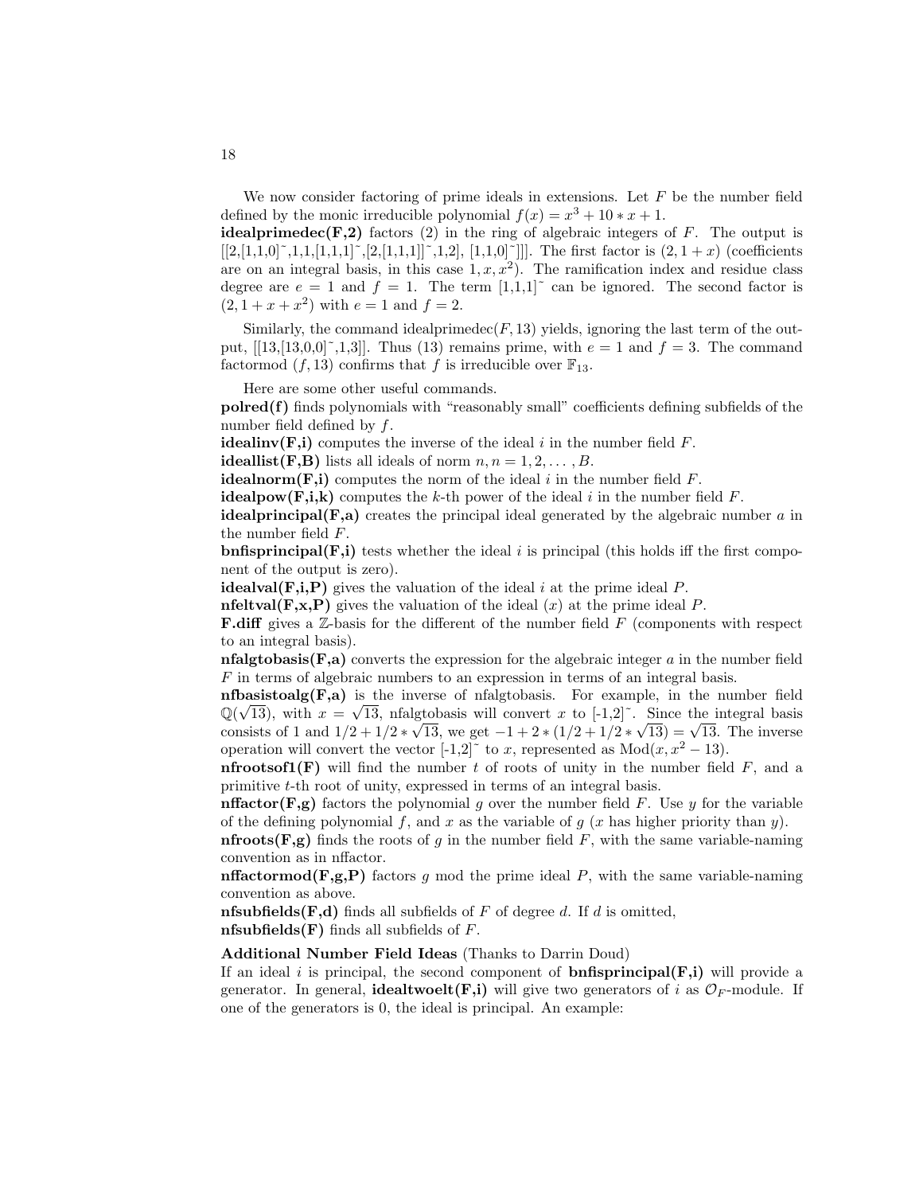We now consider factoring of prime ideals in extensions. Let $F$ be the number field defined by the monic irreducible polynomial $f(x) = x^3 + 10 * x + 1$.

**idealprimedec(F,2)** factors (2) in the ring of algebraic integers of $F$. The output is [[2,[1,1,0]~,1,1,[1,1,1]~,[2,[1,1,1]]~,1,2], [1,1,0]~]]]. The first factor is $(2, 1 + x)$ (coefficients are on an integral basis, in this case $1, x, x^2$). The ramification index and residue class degree are $e = 1$ and $f = 1$. The term [1,1,1]~ can be ignored. The second factor is $(2, 1 + x + x^2)$ with $e = 1$ and $f = 2$.

Similarly, the command idealprimedec$(F, 13)$ yields, ignoring the last term of the output, [[13,[13,0,0]~,1,3]]. Thus (13) remains prime, with $e = 1$ and $f = 3$. The command factormod $(f, 13)$ confirms that $f$ is irreducible over $\mathbb{F}_{13}$.

Here are some other useful commands.

**polred(f)** finds polynomials with "reasonably small" coefficients defining subfields of the number field defined by $f$.

**idealinv(F,i)** computes the inverse of the ideal $i$ in the number field $F$.

**ideallist(F,B)** lists all ideals of norm $n, n = 1, 2, \ldots, B$.

**idealnorm(F,i)** computes the norm of the ideal $i$ in the number field $F$.

**idealpow(F,i,k)** computes the $k$-th power of the ideal $i$ in the number field $F$.

**idealprincipal(F,a)** creates the principal ideal generated by the algebraic number $a$ in the number field $F$.

**bnfisprincipal(F,i)** tests whether the ideal $i$ is principal (this holds iff the first component of the output is zero).

**idealval(F,i,P)** gives the valuation of the ideal $i$ at the prime ideal $P$.

**nfeltval(F,x,P)** gives the valuation of the ideal $(x)$ at the prime ideal $P$.

**F.diff** gives a $\mathbb{Z}$-basis for the different of the number field $F$ (components with respect to an integral basis).

**nfalgtobasis(F,a)** converts the expression for the algebraic integer $a$ in the number field $F$ in terms of algebraic numbers to an expression in terms of an integral basis.

**nfbasistoalg(F,a)** is the inverse of nfalgtobasis. For example, in the number field $\mathbb{Q}(\sqrt{13})$, with $x = \sqrt{13}$, nfalgtobasis will convert $x$ to [-1,2]~. Since the integral basis consists of 1 and $1/2 + 1/2 * \sqrt{13}$, we get $-1 + 2 * (1/2 + 1/2 * \sqrt{13}) = \sqrt{13}$. The inverse operation will convert the vector [-1,2]~ to $x$, represented as $\text{Mod}(x, x^2 - 13)$.

**nfrootsof1(F)** will find the number $t$ of roots of unity in the number field $F$, and a primitive $t$-th root of unity, expressed in terms of an integral basis.

**nffactor(F,g)** factors the polynomial $g$ over the number field $F$. Use $y$ for the variable of the defining polynomial $f$, and $x$ as the variable of $g$ ($x$ has higher priority than $y$).

**nfroots(F,g)** finds the roots of $g$ in the number field $F$, with the same variable-naming convention as in nffactor.

**nffactormod(F,g,P)** factors $g$ mod the prime ideal $P$, with the same variable-naming convention as above.

**nfsubfields(F,d)** finds all subfields of $F$ of degree $d$. If $d$ is omitted,
**nfsubfields(F)** finds all subfields of $F$.

**Additional Number Field Ideas** (Thanks to Darrin Doud)

If an ideal $i$ is principal, the second component of **bnfisprincipal(F,i)** will provide a generator. In general, **idealtwoelt(F,i)** will give two generators of $i$ as $\mathcal{O}_F$-module. If one of the generators is 0, the ideal is principal. An example: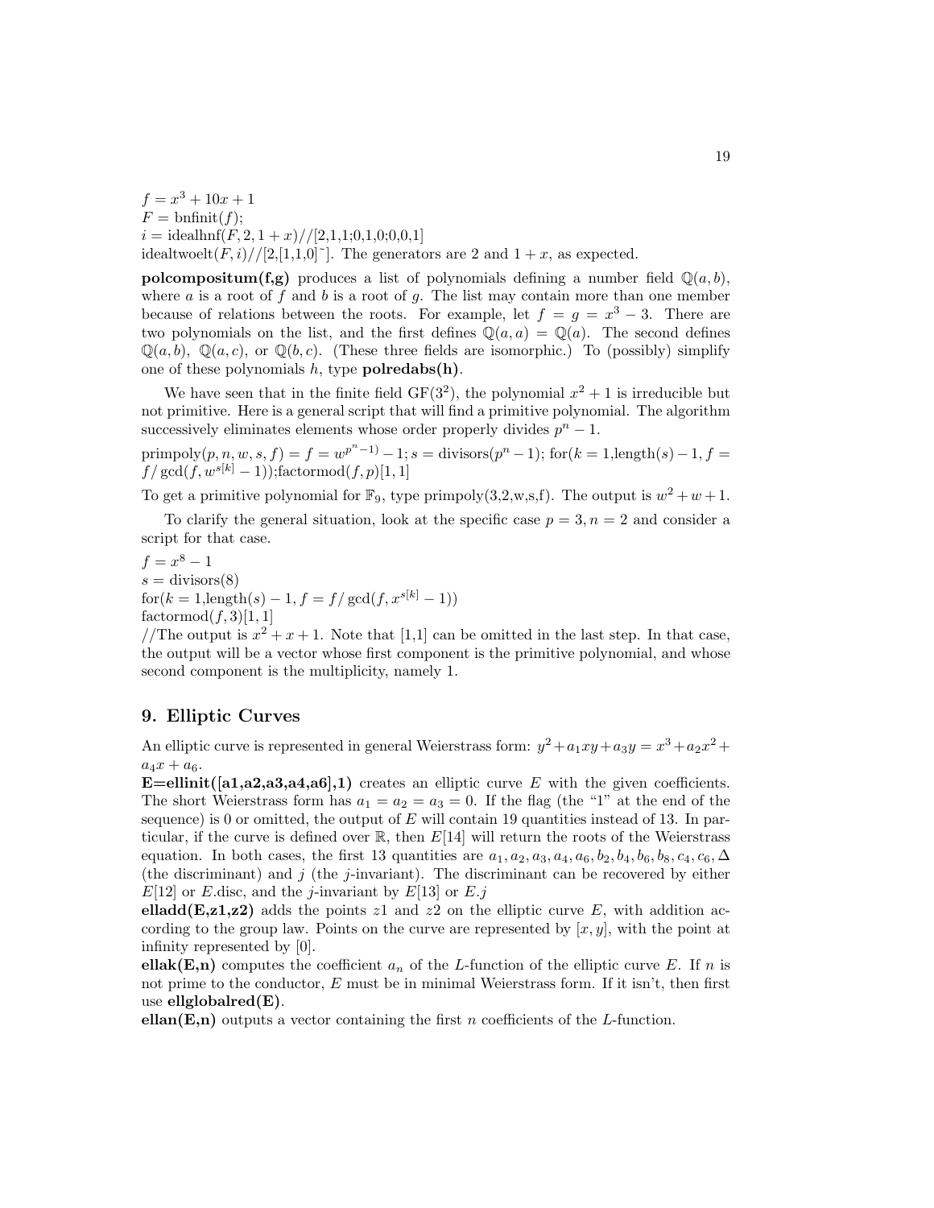$f = x^3 + 10x + 1$
$F = \text{bnfinit}(f)$;
$i = \text{idealhnf}(F, 2, 1 + x)$//[2,1,1;0,1,0;0,0,1]
idealtwoelt$(F, i)$//[2,[1,1,0]~]. The generators are 2 and $1 + x$, as expected.

**polcompositum(f,g)** produces a list of polynomials defining a number field $\mathbb{Q}(a, b)$, where $a$ is a root of $f$ and $b$ is a root of $g$. The list may contain more than one member because of relations between the roots. For example, let $f = g = x^3 - 3$. There are two polynomials on the list, and the first defines $\mathbb{Q}(a, a) = \mathbb{Q}(a)$. The second defines $\mathbb{Q}(a, b)$, $\mathbb{Q}(a, c)$, or $\mathbb{Q}(b, c)$. (These three fields are isomorphic.) To (possibly) simplify one of these polynomials $h$, type **polredabs(h)**.

We have seen that in the finite field $\text{GF}(3^2)$, the polynomial $x^2 + 1$ is irreducible but not primitive. Here is a general script that will find a primitive polynomial. The algorithm successively eliminates elements whose order properly divides $p^n - 1$.

primpoly$(p, n, w, s, f) = f = w^{p^n - 1)} - 1; s = \text{divisors}(p^n - 1)$; for$(k = 1,\text{length}(s) - 1, f = f/\gcd(f, w^{s[k]} - 1))$;factormod$(f, p)[1, 1]$

To get a primitive polynomial for $\mathbb{F}_9$, type primpoly(3,2,w,s,f). The output is $w^2 + w + 1$.

To clarify the general situation, look at the specific case $p = 3, n = 2$ and consider a script for that case.

$f = x^8 - 1$
$s = \text{divisors}(8)$
for$(k = 1,\text{length}(s) - 1, f = f/\gcd(f, x^{s[k]} - 1))$
factormod$(f, 3)[1, 1]$
//The output is $x^2 + x + 1$. Note that [1,1] can be omitted in the last step. In that case, the output will be a vector whose first component is the primitive polynomial, and whose second component is the multiplicity, namely 1.

## 9. Elliptic Curves

An elliptic curve is represented in general Weierstrass form: $y^2 + a_1xy + a_3y = x^3 + a_2x^2 + a_4x + a_6$.

**E=ellinit([a1,a2,a3,a4,a6],1)** creates an elliptic curve $E$ with the given coefficients. The short Weierstrass form has $a_1 = a_2 = a_3 = 0$. If the flag (the "1" at the end of the sequence) is 0 or omitted, the output of $E$ will contain 19 quantities instead of 13. In particular, if the curve is defined over $\mathbb{R}$, then $E[14]$ will return the roots of the Weierstrass equation. In both cases, the first 13 quantities are $a_1, a_2, a_3, a_4, a_6, b_2, b_4, b_6, b_8, c_4, c_6, \Delta$ (the discriminant) and $j$ (the $j$-invariant). The discriminant can be recovered by either $E[12]$ or $E$.disc, and the $j$-invariant by $E[13]$ or $E.j$

**elladd(E,z1,z2)** adds the points $z1$ and $z2$ on the elliptic curve $E$, with addition according to the group law. Points on the curve are represented by $[x, y]$, with the point at infinity represented by [0].

**ellak(E,n)** computes the coefficient $a_n$ of the $L$-function of the elliptic curve $E$. If $n$ is not prime to the conductor, $E$ must be in minimal Weierstrass form. If it isn't, then first use **ellglobalred(E)**.

**ellan(E,n)** outputs a vector containing the first $n$ coefficients of the $L$-function.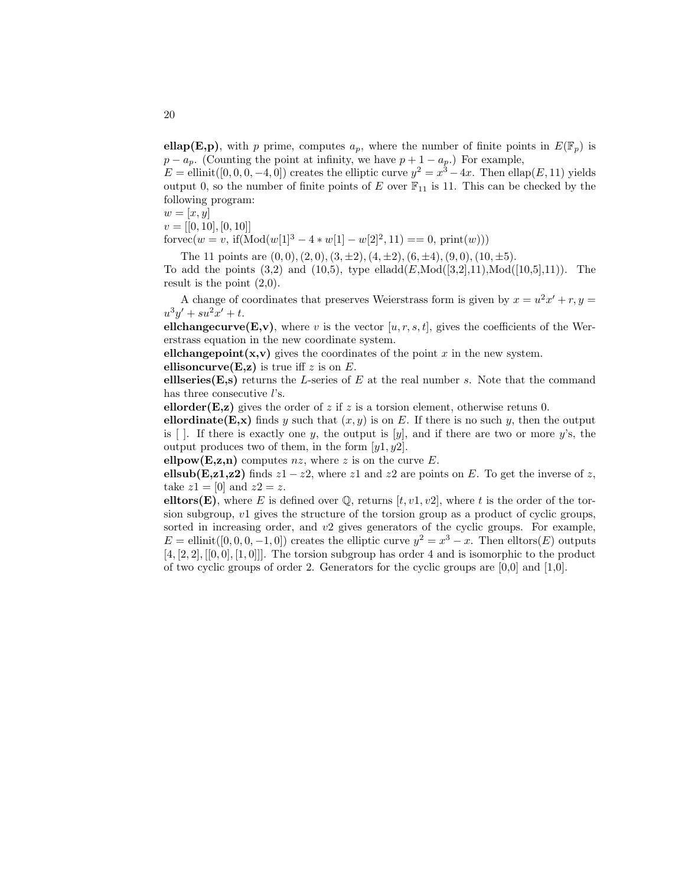**ellap(E,p)**, with $p$ prime, computes $a_p$, where the number of finite points in $E(\mathbb{F}_p)$ is $p - a_p$. (Counting the point at infinity, we have $p + 1 - a_p$.) For example, $E = \text{ellinit}([0, 0, 0, -4, 0])$ creates the elliptic curve $y^2 = x^3 - 4x$. Then ellap$(E, 11)$ yields output 0, so the number of finite points of $E$ over $\mathbb{F}_{11}$ is 11. This can be checked by the following program:

$w = [x, y]$
$v = [[0, 10], [0, 10]]$
forvec$(w = v$, if$(\text{Mod}(w[1]^3 - 4 * w[1] - w[2]^2, 11) == 0$, print$(w)))$

The 11 points are $(0, 0), (2, 0), (3, \pm 2), (4, \pm 2), (6, \pm 4), (9, 0), (10, \pm 5)$.
To add the points (3,2) and (10,5), type elladd($E$,Mod([3,2],11),Mod([10,5],11)). The result is the point (2,0).

A change of coordinates that preserves Weierstrass form is given by $x = u^2 x' + r, y = u^3 y' + su^2 x' + t$.

**ellchangecurve(E,v)**, where $v$ is the vector $[u, r, s, t]$, gives the coefficients of the Wererstrass equation in the new coordinate system.
**ellchangepoint(x,v)** gives the coordinates of the point $x$ in the new system.
**ellisoncurve(E,z)** is true iff $z$ is on $E$.
**elllseries(E,s)** returns the $L$-series of $E$ at the real number $s$. Note that the command has three consecutive $l$'s.
**ellorder(E,z)** gives the order of $z$ if $z$ is a torsion element, otherwise retuns 0.
**ellordinate(E,x)** finds $y$ such that $(x, y)$ is on $E$. If there is no such $y$, then the output is [ ]. If there is exactly one $y$, the output is $[y]$, and if there are two or more $y$'s, the output produces two of them, in the form $[y1, y2]$.
**ellpow(E,z,n)** computes $nz$, where $z$ is on the curve $E$.
**ellsub(E,z1,z2)** finds $z1 - z2$, where $z1$ and $z2$ are points on $E$. To get the inverse of $z$, take $z1 = [0]$ and $z2 = z$.
**elltors(E)**, where $E$ is defined over $\mathbb{Q}$, returns $[t, v1, v2]$, where $t$ is the order of the torsion subgroup, $v1$ gives the structure of the torsion group as a product of cyclic groups, sorted in increasing order, and $v2$ gives generators of the cyclic groups. For example, $E = \text{ellinit}([0, 0, 0, -1, 0])$ creates the elliptic curve $y^2 = x^3 - x$. Then elltors$(E)$ outputs $[4, [2, 2], [[0, 0], [1, 0]]]$. The torsion subgroup has order 4 and is isomorphic to the product of two cyclic groups of order 2. Generators for the cyclic groups are [0,0] and [1,0].